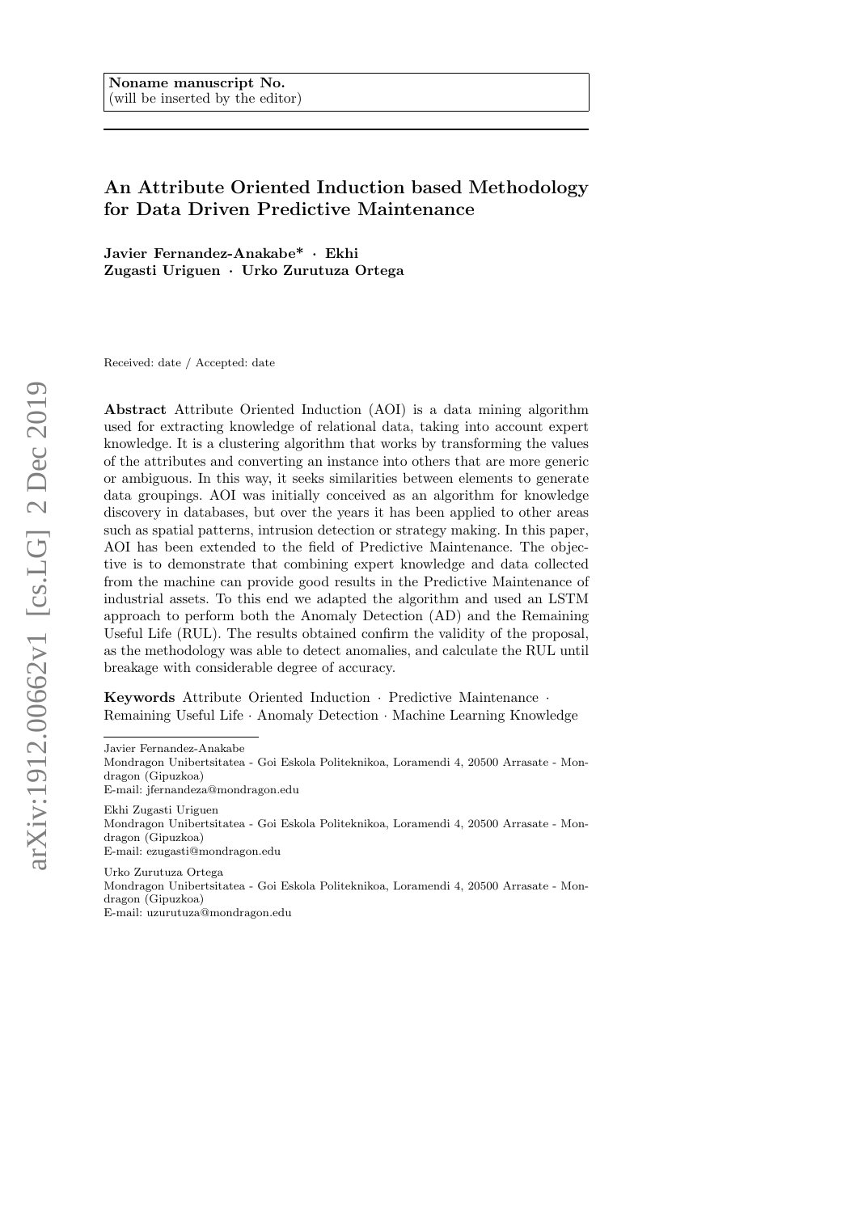**Noname manuscript No.**
(will be inserted by the editor)

# An Attribute Oriented Induction based Methodology for Data Driven Predictive Maintenance

**Javier Fernandez-Anakabe\* · Ekhi Zugasti Uriguen · Urko Zurutuza Ortega**

Received: date / Accepted: date

**Abstract** Attribute Oriented Induction (AOI) is a data mining algorithm used for extracting knowledge of relational data, taking into account expert knowledge. It is a clustering algorithm that works by transforming the values of the attributes and converting an instance into others that are more generic or ambiguous. In this way, it seeks similarities between elements to generate data groupings. AOI was initially conceived as an algorithm for knowledge discovery in databases, but over the years it has been applied to other areas such as spatial patterns, intrusion detection or strategy making. In this paper, AOI has been extended to the field of Predictive Maintenance. The objective is to demonstrate that combining expert knowledge and data collected from the machine can provide good results in the Predictive Maintenance of industrial assets. To this end we adapted the algorithm and used an LSTM approach to perform both the Anomaly Detection (AD) and the Remaining Useful Life (RUL). The results obtained confirm the validity of the proposal, as the methodology was able to detect anomalies, and calculate the RUL until breakage with considerable degree of accuracy.

**Keywords** Attribute Oriented Induction · Predictive Maintenance · Remaining Useful Life · Anomaly Detection · Machine Learning Knowledge

---

Javier Fernandez-Anakabe
Mondragon Unibertsitatea - Goi Eskola Politeknikoa, Loramendi 4, 20500 Arrasate - Mondragon (Gipuzkoa)
E-mail: jfernandeza@mondragon.edu

Ekhi Zugasti Uriguen
Mondragon Unibertsitatea - Goi Eskola Politeknikoa, Loramendi 4, 20500 Arrasate - Mondragon (Gipuzkoa)
E-mail: ezugasti@mondragon.edu

Urko Zurutuza Ortega
Mondragon Unibertsitatea - Goi Eskola Politeknikoa, Loramendi 4, 20500 Arrasate - Mondragon (Gipuzkoa)
E-mail: uzurutuza@mondragon.edu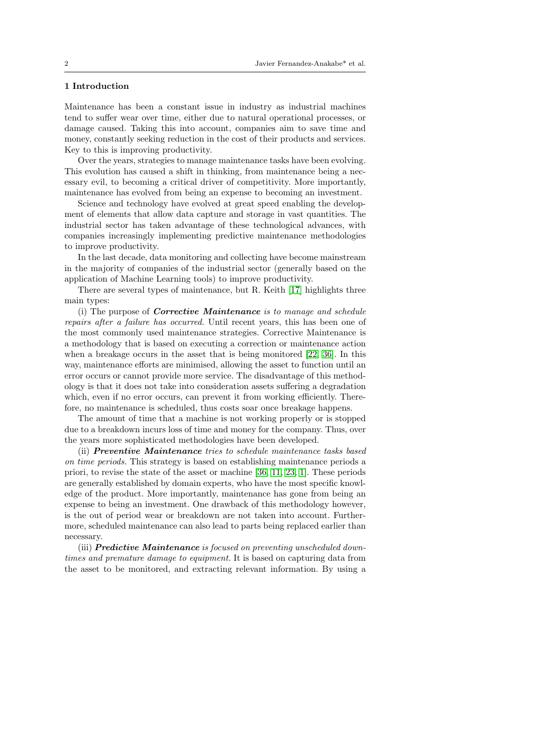## 1 Introduction

Maintenance has been a constant issue in industry as industrial machines tend to suffer wear over time, either due to natural operational processes, or damage caused. Taking this into account, companies aim to save time and money, constantly seeking reduction in the cost of their products and services. Key to this is improving productivity.

Over the years, strategies to manage maintenance tasks have been evolving. This evolution has caused a shift in thinking, from maintenance being a necessary evil, to becoming a critical driver of competitivity. More importantly, maintenance has evolved from being an expense to becoming an investment.

Science and technology have evolved at great speed enabling the development of elements that allow data capture and storage in vast quantities. The industrial sector has taken advantage of these technological advances, with companies increasingly implementing predictive maintenance methodologies to improve productivity.

In the last decade, data monitoring and collecting have become mainstream in the majority of companies of the industrial sector (generally based on the application of Machine Learning tools) to improve productivity.

There are several types of maintenance, but R. Keith [17] highlights three main types:

(i) The purpose of ***Corrective Maintenance*** *is to manage and schedule repairs after a failure has occurred.* Until recent years, this has been one of the most commonly used maintenance strategies. Corrective Maintenance is a methodology that is based on executing a correction or maintenance action when a breakage occurs in the asset that is being monitored [22, 36]. In this way, maintenance efforts are minimised, allowing the asset to function until an error occurs or cannot provide more service. The disadvantage of this methodology is that it does not take into consideration assets suffering a degradation which, even if no error occurs, can prevent it from working efficiently. Therefore, no maintenance is scheduled, thus costs soar once breakage happens.

The amount of time that a machine is not working properly or is stopped due to a breakdown incurs loss of time and money for the company. Thus, over the years more sophisticated methodologies have been developed.

(ii) ***Preventive Maintenance*** *tries to schedule maintenance tasks based on time periods.* This strategy is based on establishing maintenance periods a priori, to revise the state of the asset or machine [36, 11, 23, 1]. These periods are generally established by domain experts, who have the most specific knowledge of the product. More importantly, maintenance has gone from being an expense to being an investment. One drawback of this methodology however, is the out of period wear or breakdown are not taken into account. Furthermore, scheduled maintenance can also lead to parts being replaced earlier than necessary.

(iii) ***Predictive Maintenance*** *is focused on preventing unscheduled downtimes and premature damage to equipment.* It is based on capturing data from the asset to be monitored, and extracting relevant information. By using a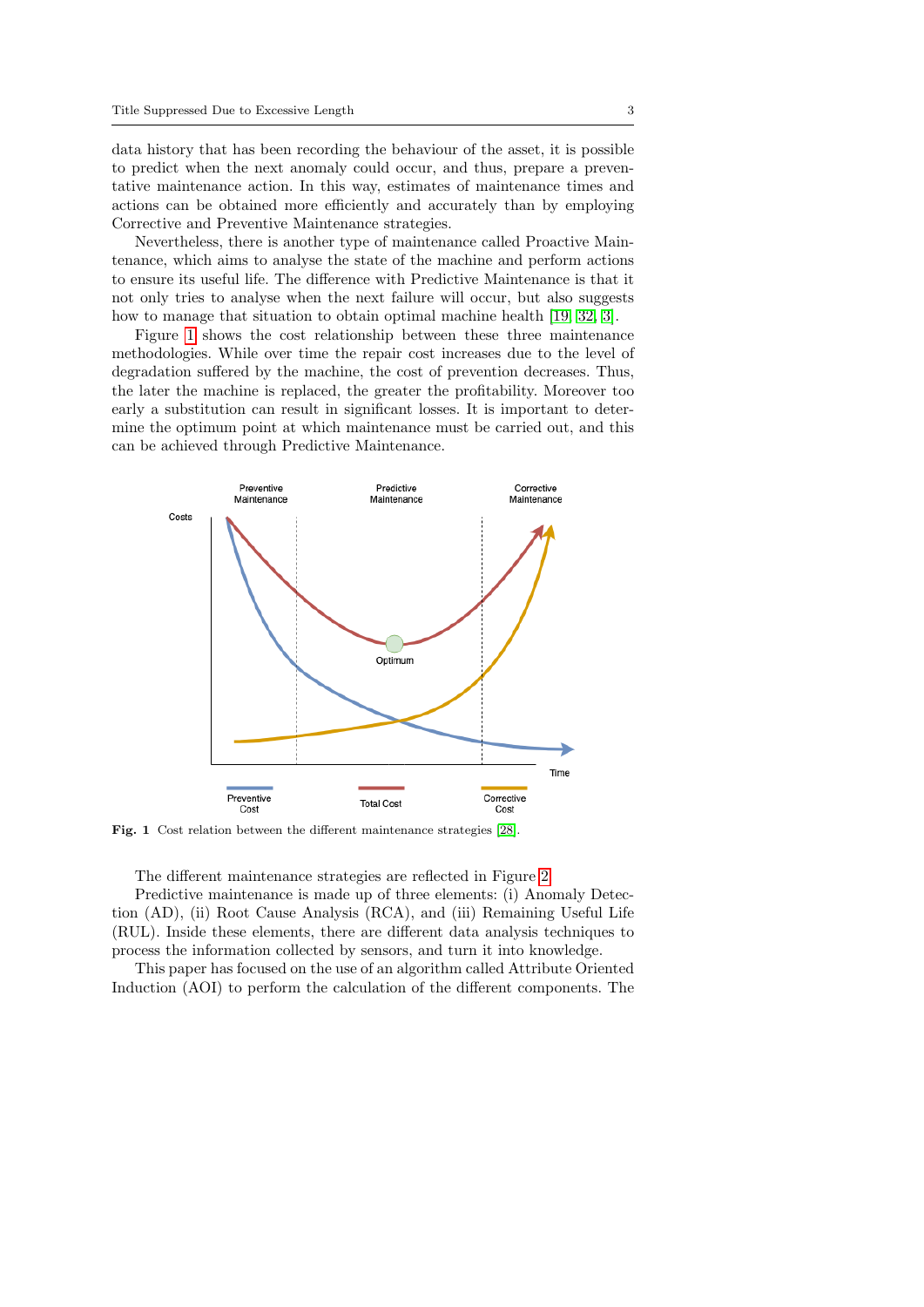data history that has been recording the behaviour of the asset, it is possible to predict when the next anomaly could occur, and thus, prepare a preventative maintenance action. In this way, estimates of maintenance times and actions can be obtained more efficiently and accurately than by employing Corrective and Preventive Maintenance strategies.

Nevertheless, there is another type of maintenance called Proactive Maintenance, which aims to analyse the state of the machine and perform actions to ensure its useful life. The difference with Predictive Maintenance is that it not only tries to analyse when the next failure will occur, but also suggests how to manage that situation to obtain optimal machine health [19, 32, 3].

Figure 1 shows the cost relationship between these three maintenance methodologies. While over time the repair cost increases due to the level of degradation suffered by the machine, the cost of prevention decreases. Thus, the later the machine is replaced, the greater the profitability. Moreover too early a substitution can result in significant losses. It is important to determine the optimum point at which maintenance must be carried out, and this can be achieved through Predictive Maintenance.

**Fig. 1** Cost relation between the different maintenance strategies [28].

The different maintenance strategies are reflected in Figure 2.

Predictive maintenance is made up of three elements: (i) Anomaly Detection (AD), (ii) Root Cause Analysis (RCA), and (iii) Remaining Useful Life (RUL). Inside these elements, there are different data analysis techniques to process the information collected by sensors, and turn it into knowledge.

This paper has focused on the use of an algorithm called Attribute Oriented Induction (AOI) to perform the calculation of the different components. The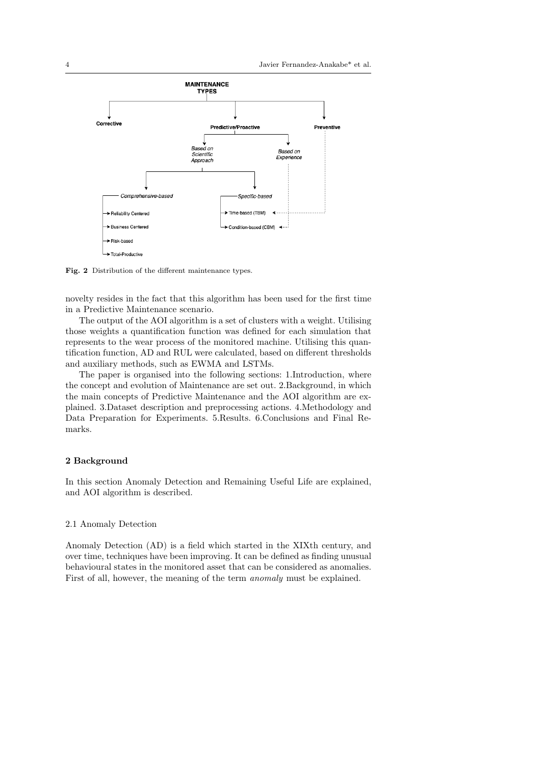Fig. 2 Distribution of the different maintenance types.

novelty resides in the fact that this algorithm has been used for the first time in a Predictive Maintenance scenario.

The output of the AOI algorithm is a set of clusters with a weight. Utilising those weights a quantification function was defined for each simulation that represents to the wear process of the monitored machine. Utilising this quantification function, AD and RUL were calculated, based on different thresholds and auxiliary methods, such as EWMA and LSTMs.

The paper is organised into the following sections: 1.Introduction, where the concept and evolution of Maintenance are set out. 2.Background, in which the main concepts of Predictive Maintenance and the AOI algorithm are explained. 3.Dataset description and preprocessing actions. 4.Methodology and Data Preparation for Experiments. 5.Results. 6.Conclusions and Final Remarks.

## 2 Background

In this section Anomaly Detection and Remaining Useful Life are explained, and AOI algorithm is described.

### 2.1 Anomaly Detection

Anomaly Detection (AD) is a field which started in the XIXth century, and over time, techniques have been improving. It can be defined as finding unusual behavioural states in the monitored asset that can be considered as anomalies. First of all, however, the meaning of the term *anomaly* must be explained.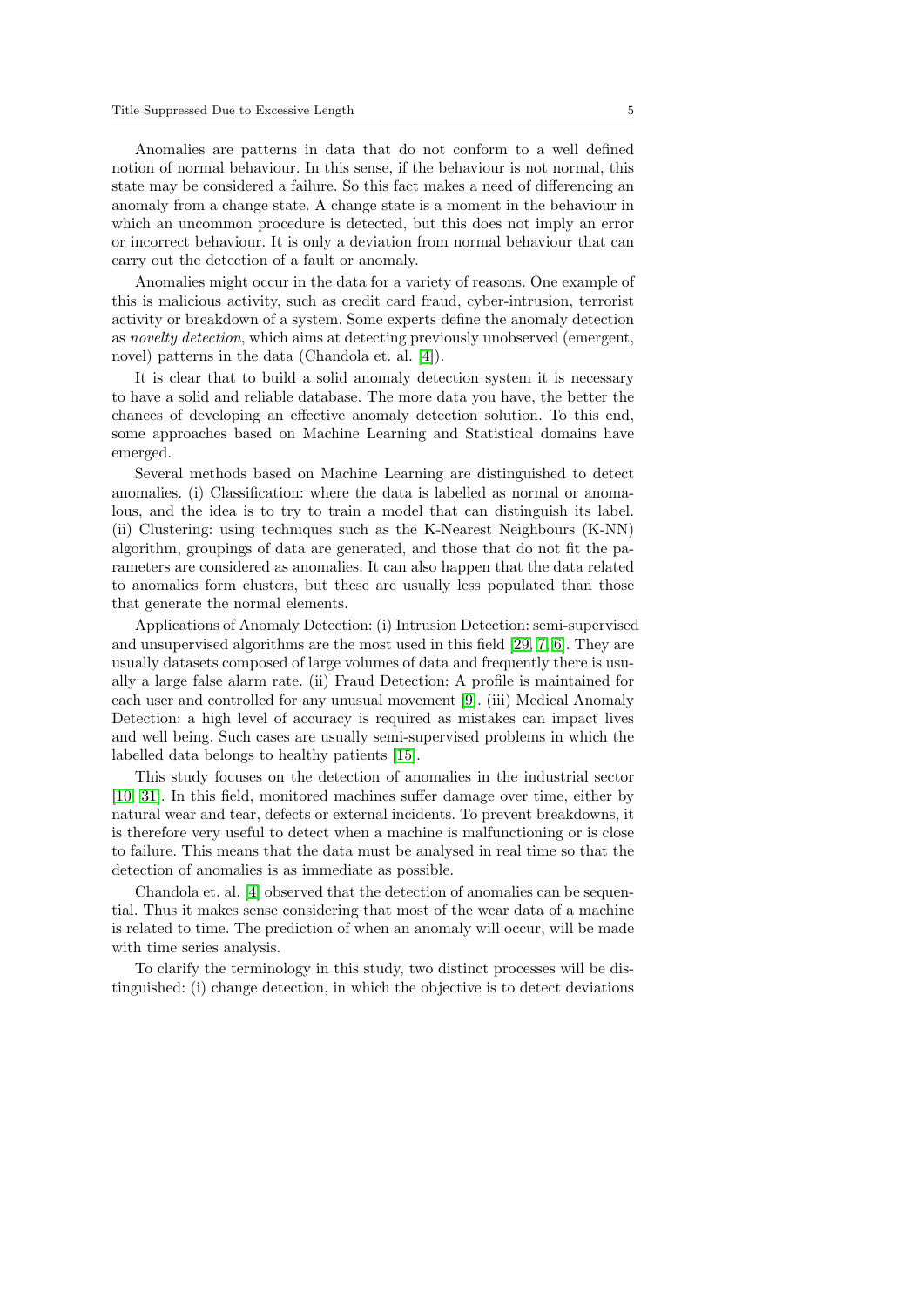Anomalies are patterns in data that do not conform to a well defined notion of normal behaviour. In this sense, if the behaviour is not normal, this state may be considered a failure. So this fact makes a need of differencing an anomaly from a change state. A change state is a moment in the behaviour in which an uncommon procedure is detected, but this does not imply an error or incorrect behaviour. It is only a deviation from normal behaviour that can carry out the detection of a fault or anomaly.

Anomalies might occur in the data for a variety of reasons. One example of this is malicious activity, such as credit card fraud, cyber-intrusion, terrorist activity or breakdown of a system. Some experts define the anomaly detection as *novelty detection*, which aims at detecting previously unobserved (emergent, novel) patterns in the data (Chandola et. al. [4]).

It is clear that to build a solid anomaly detection system it is necessary to have a solid and reliable database. The more data you have, the better the chances of developing an effective anomaly detection solution. To this end, some approaches based on Machine Learning and Statistical domains have emerged.

Several methods based on Machine Learning are distinguished to detect anomalies. (i) Classification: where the data is labelled as normal or anomalous, and the idea is to try to train a model that can distinguish its label. (ii) Clustering: using techniques such as the K-Nearest Neighbours (K-NN) algorithm, groupings of data are generated, and those that do not fit the parameters are considered as anomalies. It can also happen that the data related to anomalies form clusters, but these are usually less populated than those that generate the normal elements.

Applications of Anomaly Detection: (i) Intrusion Detection: semi-supervised and unsupervised algorithms are the most used in this field [29, 7, 6]. They are usually datasets composed of large volumes of data and frequently there is usually a large false alarm rate. (ii) Fraud Detection: A profile is maintained for each user and controlled for any unusual movement [9]. (iii) Medical Anomaly Detection: a high level of accuracy is required as mistakes can impact lives and well being. Such cases are usually semi-supervised problems in which the labelled data belongs to healthy patients [15].

This study focuses on the detection of anomalies in the industrial sector [10, 31]. In this field, monitored machines suffer damage over time, either by natural wear and tear, defects or external incidents. To prevent breakdowns, it is therefore very useful to detect when a machine is malfunctioning or is close to failure. This means that the data must be analysed in real time so that the detection of anomalies is as immediate as possible.

Chandola et. al. [4] observed that the detection of anomalies can be sequential. Thus it makes sense considering that most of the wear data of a machine is related to time. The prediction of when an anomaly will occur, will be made with time series analysis.

To clarify the terminology in this study, two distinct processes will be distinguished: (i) change detection, in which the objective is to detect deviations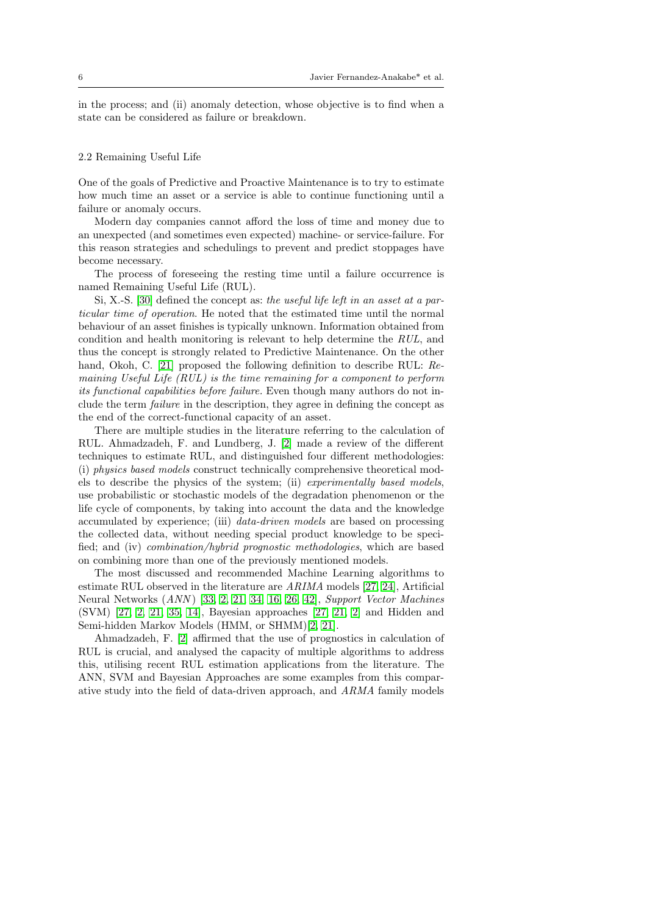in the process; and (ii) anomaly detection, whose objective is to find when a state can be considered as failure or breakdown.

### 2.2 Remaining Useful Life

One of the goals of Predictive and Proactive Maintenance is to try to estimate how much time an asset or a service is able to continue functioning until a failure or anomaly occurs.

Modern day companies cannot afford the loss of time and money due to an unexpected (and sometimes even expected) machine- or service-failure. For this reason strategies and schedulings to prevent and predict stoppages have become necessary.

The process of foreseeing the resting time until a failure occurrence is named Remaining Useful Life (RUL).

Si, X.-S. [30] defined the concept as: *the useful life left in an asset at a particular time of operation*. He noted that the estimated time until the normal behaviour of an asset finishes is typically unknown. Information obtained from condition and health monitoring is relevant to help determine the *RUL*, and thus the concept is strongly related to Predictive Maintenance. On the other hand, Okoh, C. [21] proposed the following definition to describe RUL: *Remaining Useful Life (RUL) is the time remaining for a component to perform its functional capabilities before failure.* Even though many authors do not include the term *failure* in the description, they agree in defining the concept as the end of the correct-functional capacity of an asset.

There are multiple studies in the literature referring to the calculation of RUL. Ahmadzadeh, F. and Lundberg, J. [2] made a review of the different techniques to estimate RUL, and distinguished four different methodologies: (i) *physics based models* construct technically comprehensive theoretical models to describe the physics of the system; (ii) *experimentally based models*, use probabilistic or stochastic models of the degradation phenomenon or the life cycle of components, by taking into account the data and the knowledge accumulated by experience; (iii) *data-driven models* are based on processing the collected data, without needing special product knowledge to be specified; and (iv) *combination/hybrid prognostic methodologies*, which are based on combining more than one of the previously mentioned models.

The most discussed and recommended Machine Learning algorithms to estimate RUL observed in the literature are *ARIMA* models [27, 24], Artificial Neural Networks (*ANN*) [33, 2, 21, 34, 16, 26, 42], *Support Vector Machines* (SVM) [27, 2, 21, 35, 14], Bayesian approaches [27, 21, 2] and Hidden and Semi-hidden Markov Models (HMM, or SHMM)[2, 21].

Ahmadzadeh, F. [2] affirmed that the use of prognostics in calculation of RUL is crucial, and analysed the capacity of multiple algorithms to address this, utilising recent RUL estimation applications from the literature. The ANN, SVM and Bayesian Approaches are some examples from this comparative study into the field of data-driven approach, and *ARMA* family models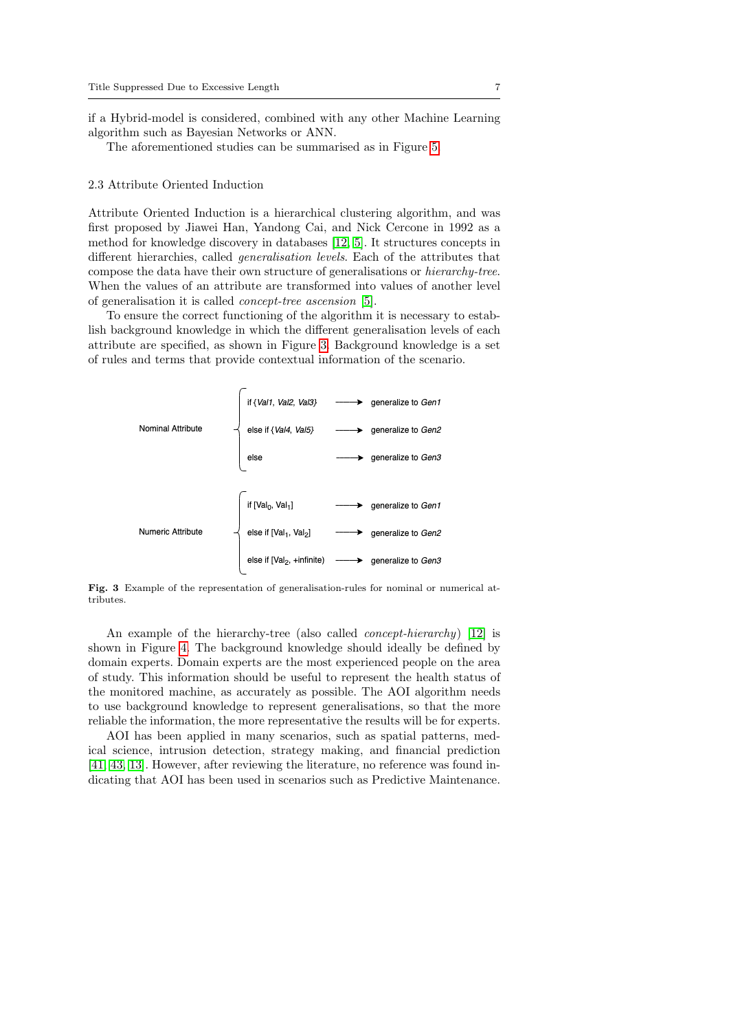if a Hybrid-model is considered, combined with any other Machine Learning algorithm such as Bayesian Networks or ANN.

The aforementioned studies can be summarised as in Figure 5.

### 2.3 Attribute Oriented Induction

Attribute Oriented Induction is a hierarchical clustering algorithm, and was first proposed by Jiawei Han, Yandong Cai, and Nick Cercone in 1992 as a method for knowledge discovery in databases [12, 5]. It structures concepts in different hierarchies, called *generalisation levels*. Each of the attributes that compose the data have their own structure of generalisations or *hierarchy-tree*. When the values of an attribute are transformed into values of another level of generalisation it is called *concept-tree ascension* [5].

To ensure the correct functioning of the algorithm it is necessary to establish background knowledge in which the different generalisation levels of each attribute are specified, as shown in Figure 3. Background knowledge is a set of rules and terms that provide contextual information of the scenario.

Nominal Attribute
- if {*Val1*, *Val2*, *Val3*} ⟶ generalize to *Gen1*
- else if {*Val4*, *Val5*} ⟶ generalize to *Gen2*
- else ⟶ generalize to *Gen3*

Numeric Attribute
- if [$Val_0$, $Val_1$] ⟶ generalize to *Gen1*
- else if [$Val_1$, $Val_2$] ⟶ generalize to *Gen2*
- else if [$Val_2$, +infinite) ⟶ generalize to *Gen3*

**Fig. 3** Example of the representation of generalisation-rules for nominal or numerical attributes.

An example of the hierarchy-tree (also called *concept-hierarchy*) [12] is shown in Figure 4. The background knowledge should ideally be defined by domain experts. Domain experts are the most experienced people on the area of study. This information should be useful to represent the health status of the monitored machine, as accurately as possible. The AOI algorithm needs to use background knowledge to represent generalisations, so that the more reliable the information, the more representative the results will be for experts.

AOI has been applied in many scenarios, such as spatial patterns, medical science, intrusion detection, strategy making, and financial prediction [41, 43, 13]. However, after reviewing the literature, no reference was found indicating that AOI has been used in scenarios such as Predictive Maintenance.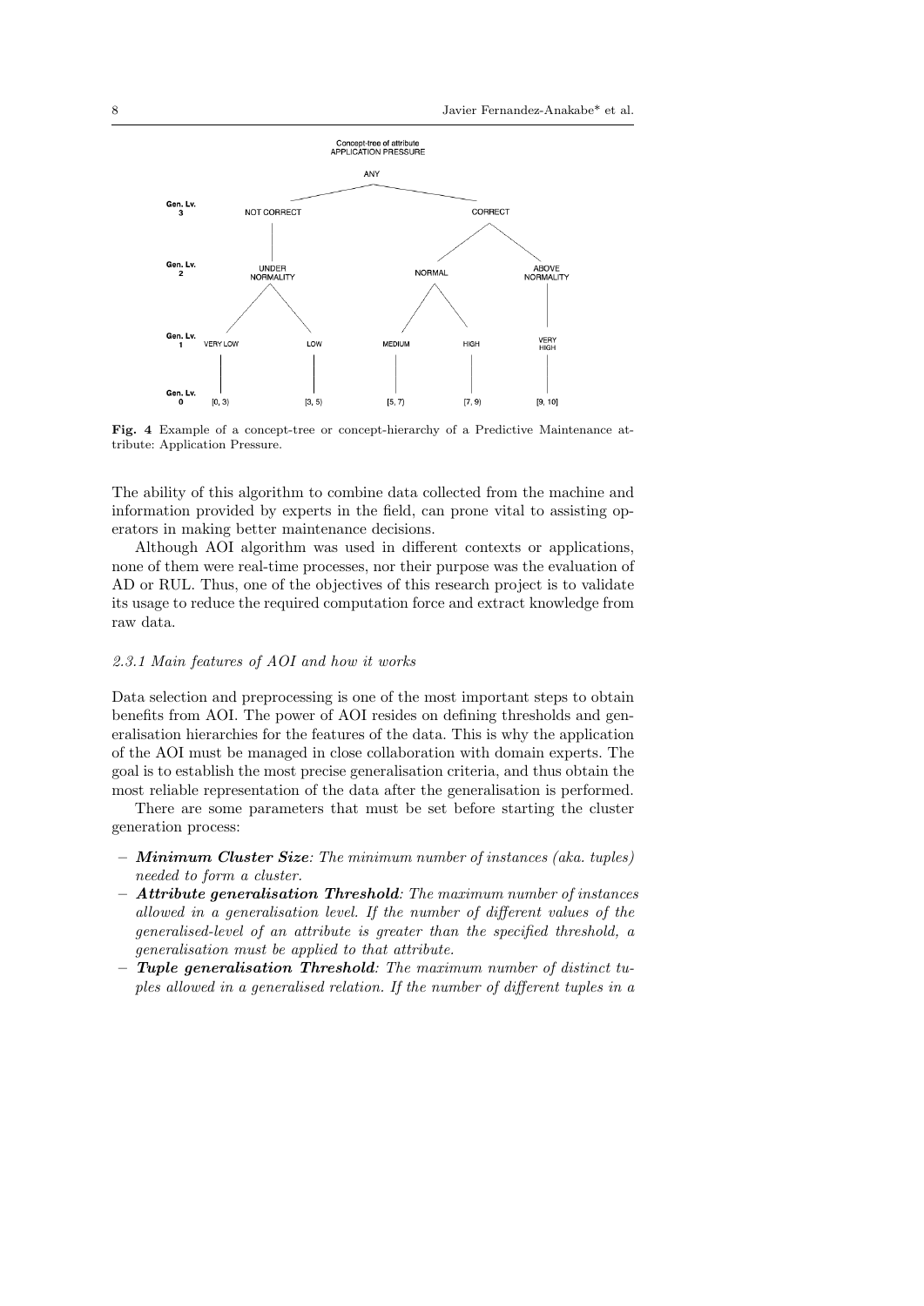Fig. 4 Example of a concept-tree or concept-hierarchy of a Predictive Maintenance attribute: Application Pressure.

The ability of this algorithm to combine data collected from the machine and information provided by experts in the field, can prone vital to assisting operators in making better maintenance decisions.

Although AOI algorithm was used in different contexts or applications, none of them were real-time processes, nor their purpose was the evaluation of AD or RUL. Thus, one of the objectives of this research project is to validate its usage to reduce the required computation force and extract knowledge from raw data.

#### 2.3.1 Main features of AOI and how it works

Data selection and preprocessing is one of the most important steps to obtain benefits from AOI. The power of AOI resides on defining thresholds and generalisation hierarchies for the features of the data. This is why the application of the AOI must be managed in close collaboration with domain experts. The goal is to establish the most precise generalisation criteria, and thus obtain the most reliable representation of the data after the generalisation is performed.

There are some parameters that must be set before starting the cluster generation process:

- ***Minimum Cluster Size***: *The minimum number of instances (aka. tuples) needed to form a cluster.*
- ***Attribute generalisation Threshold***: *The maximum number of instances allowed in a generalisation level. If the number of different values of the generalised-level of an attribute is greater than the specified threshold, a generalisation must be applied to that attribute.*
- ***Tuple generalisation Threshold***: *The maximum number of distinct tuples allowed in a generalised relation. If the number of different tuples in a*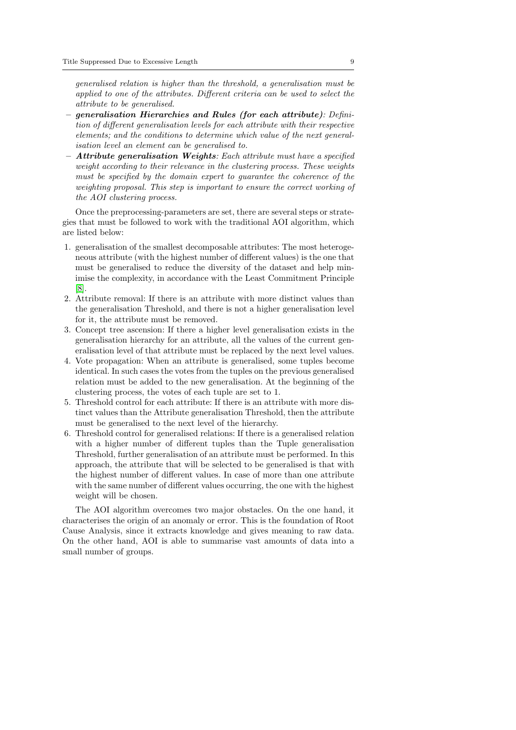*generalised relation is higher than the threshold, a generalisation must be applied to one of the attributes. Different criteria can be used to select the attribute to be generalised.*

- ***generalisation Hierarchies and Rules (for each attribute)****: Definition of different generalisation levels for each attribute with their respective elements; and the conditions to determine which value of the next generalisation level an element can be generalised to.*
- ***Attribute generalisation Weights****: Each attribute must have a specified weight according to their relevance in the clustering process. These weights must be specified by the domain expert to guarantee the coherence of the weighting proposal. This step is important to ensure the correct working of the AOI clustering process.*

Once the preprocessing-parameters are set, there are several steps or strategies that must be followed to work with the traditional AOI algorithm, which are listed below:

1. generalisation of the smallest decomposable attributes: The most heterogeneous attribute (with the highest number of different values) is the one that must be generalised to reduce the diversity of the dataset and help minimise the complexity, in accordance with the Least Commitment Principle [8].
2. Attribute removal: If there is an attribute with more distinct values than the generalisation Threshold, and there is not a higher generalisation level for it, the attribute must be removed.
3. Concept tree ascension: If there a higher level generalisation exists in the generalisation hierarchy for an attribute, all the values of the current generalisation level of that attribute must be replaced by the next level values.
4. Vote propagation: When an attribute is generalised, some tuples become identical. In such cases the votes from the tuples on the previous generalised relation must be added to the new generalisation. At the beginning of the clustering process, the votes of each tuple are set to 1.
5. Threshold control for each attribute: If there is an attribute with more distinct values than the Attribute generalisation Threshold, then the attribute must be generalised to the next level of the hierarchy.
6. Threshold control for generalised relations: If there is a generalised relation with a higher number of different tuples than the Tuple generalisation Threshold, further generalisation of an attribute must be performed. In this approach, the attribute that will be selected to be generalised is that with the highest number of different values. In case of more than one attribute with the same number of different values occurring, the one with the highest weight will be chosen.

The AOI algorithm overcomes two major obstacles. On the one hand, it characterises the origin of an anomaly or error. This is the foundation of Root Cause Analysis, since it extracts knowledge and gives meaning to raw data. On the other hand, AOI is able to summarise vast amounts of data into a small number of groups.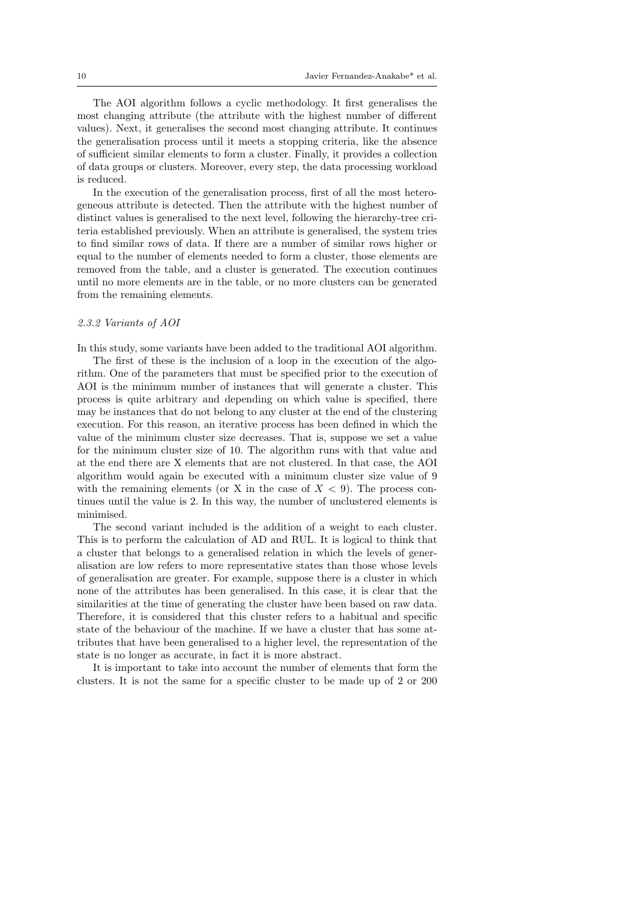The AOI algorithm follows a cyclic methodology. It first generalises the most changing attribute (the attribute with the highest number of different values). Next, it generalises the second most changing attribute. It continues the generalisation process until it meets a stopping criteria, like the absence of sufficient similar elements to form a cluster. Finally, it provides a collection of data groups or clusters. Moreover, every step, the data processing workload is reduced.

In the execution of the generalisation process, first of all the most heterogeneous attribute is detected. Then the attribute with the highest number of distinct values is generalised to the next level, following the hierarchy-tree criteria established previously. When an attribute is generalised, the system tries to find similar rows of data. If there are a number of similar rows higher or equal to the number of elements needed to form a cluster, those elements are removed from the table, and a cluster is generated. The execution continues until no more elements are in the table, or no more clusters can be generated from the remaining elements.

#### *2.3.2 Variants of AOI*

In this study, some variants have been added to the traditional AOI algorithm.

The first of these is the inclusion of a loop in the execution of the algorithm. One of the parameters that must be specified prior to the execution of AOI is the minimum number of instances that will generate a cluster. This process is quite arbitrary and depending on which value is specified, there may be instances that do not belong to any cluster at the end of the clustering execution. For this reason, an iterative process has been defined in which the value of the minimum cluster size decreases. That is, suppose we set a value for the minimum cluster size of 10. The algorithm runs with that value and at the end there are X elements that are not clustered. In that case, the AOI algorithm would again be executed with a minimum cluster size value of 9 with the remaining elements (or X in the case of $X < 9$). The process continues until the value is 2. In this way, the number of unclustered elements is minimised.

The second variant included is the addition of a weight to each cluster. This is to perform the calculation of AD and RUL. It is logical to think that a cluster that belongs to a generalised relation in which the levels of generalisation are low refers to more representative states than those whose levels of generalisation are greater. For example, suppose there is a cluster in which none of the attributes has been generalised. In this case, it is clear that the similarities at the time of generating the cluster have been based on raw data. Therefore, it is considered that this cluster refers to a habitual and specific state of the behaviour of the machine. If we have a cluster that has some attributes that have been generalised to a higher level, the representation of the state is no longer as accurate, in fact it is more abstract.

It is important to take into account the number of elements that form the clusters. It is not the same for a specific cluster to be made up of 2 or 200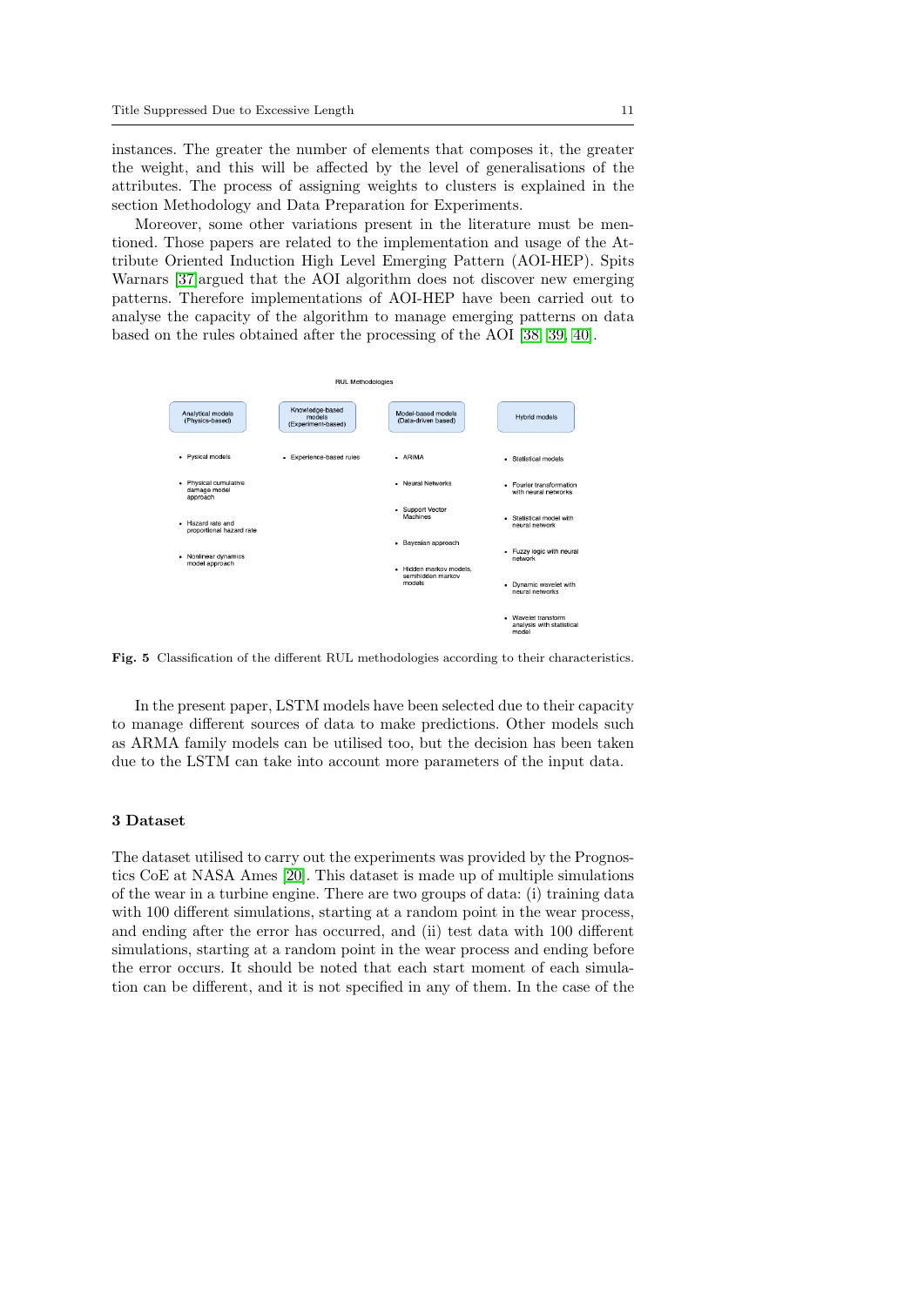instances. The greater the number of elements that composes it, the greater the weight, and this will be affected by the level of generalisations of the attributes. The process of assigning weights to clusters is explained in the section Methodology and Data Preparation for Experiments.

Moreover, some other variations present in the literature must be mentioned. Those papers are related to the implementation and usage of the Attribute Oriented Induction High Level Emerging Pattern (AOI-HEP). Spits Warnars [37] argued that the AOI algorithm does not discover new emerging patterns. Therefore implementations of AOI-HEP have been carried out to analyse the capacity of the algorithm to manage emerging patterns on data based on the rules obtained after the processing of the AOI [38, 39, 40].

RUL Methodologies

| Analytical models (Physics-based) | Knowledge-based models (Experiment-based) | Model-based models (Data-driven based) | Hybrid models |
| --- | --- | --- | --- |
| Pysical models | Experience-based rules | ARIMA | Statistical models |
| Physical cumulative damage model approach | | Neural Networks | Fourier transformation with neural networks |
| Hazard rate and proportional hazard rate | | Support Vector Machines | Statistical model with neural network |
| Nonlinear dynamics model approach | | Bayesian approach | Fuzzy logic with neural network |
| | | Hidden markov models, semihidden markov models | Dynamic wavelet with neural networks |
| | | | Wavelet transform analysis with statistical model |

**Fig. 5** Classification of the different RUL methodologies according to their characteristics.

In the present paper, LSTM models have been selected due to their capacity to manage different sources of data to make predictions. Other models such as ARMA family models can be utilised too, but the decision has been taken due to the LSTM can take into account more parameters of the input data.

## 3 Dataset

The dataset utilised to carry out the experiments was provided by the Prognostics CoE at NASA Ames [20]. This dataset is made up of multiple simulations of the wear in a turbine engine. There are two groups of data: (i) training data with 100 different simulations, starting at a random point in the wear process, and ending after the error has occurred, and (ii) test data with 100 different simulations, starting at a random point in the wear process and ending before the error occurs. It should be noted that each start moment of each simulation can be different, and it is not specified in any of them. In the case of the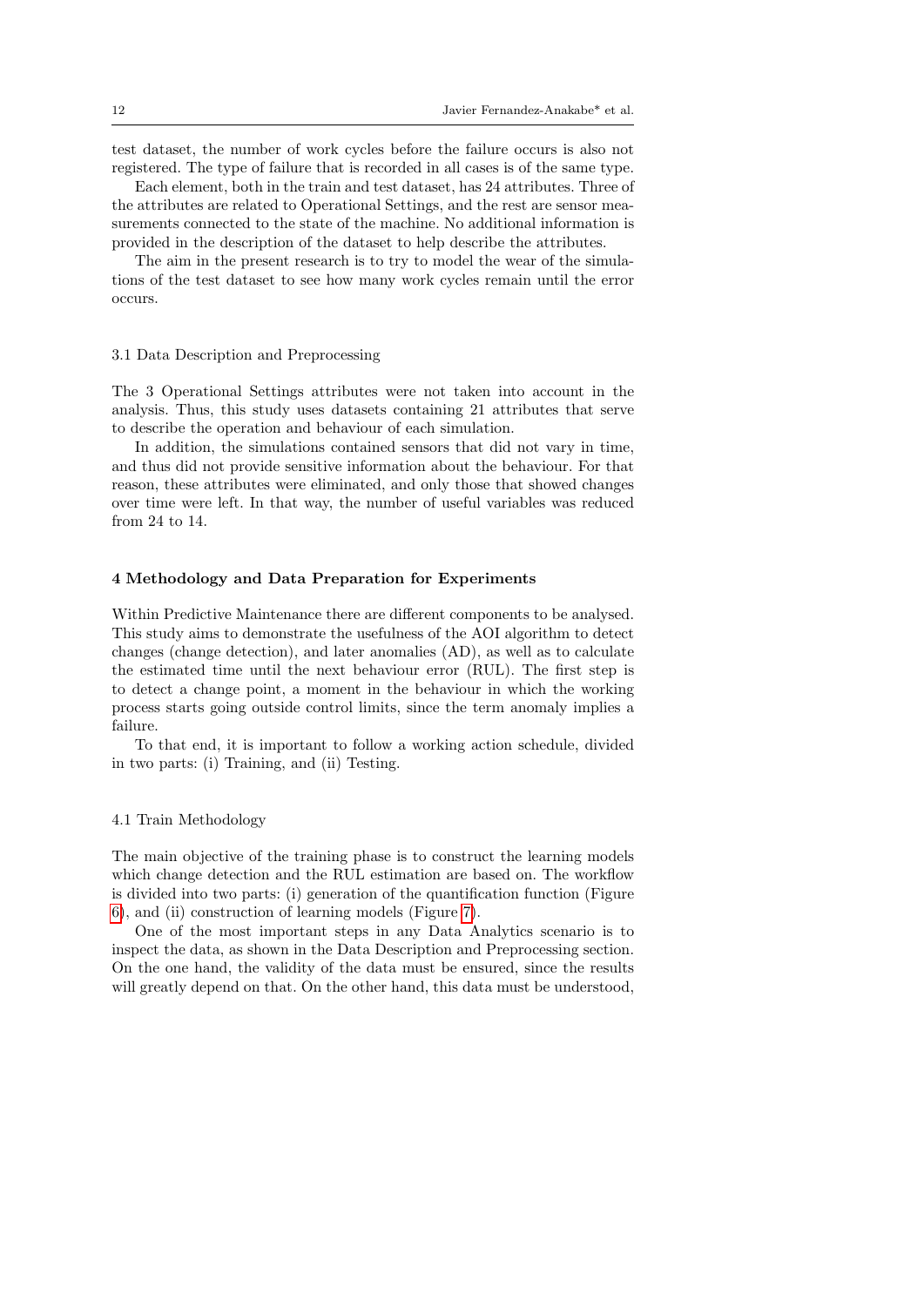test dataset, the number of work cycles before the failure occurs is also not registered. The type of failure that is recorded in all cases is of the same type.

Each element, both in the train and test dataset, has 24 attributes. Three of the attributes are related to Operational Settings, and the rest are sensor measurements connected to the state of the machine. No additional information is provided in the description of the dataset to help describe the attributes.

The aim in the present research is to try to model the wear of the simulations of the test dataset to see how many work cycles remain until the error occurs.

### 3.1 Data Description and Preprocessing

The 3 Operational Settings attributes were not taken into account in the analysis. Thus, this study uses datasets containing 21 attributes that serve to describe the operation and behaviour of each simulation.

In addition, the simulations contained sensors that did not vary in time, and thus did not provide sensitive information about the behaviour. For that reason, these attributes were eliminated, and only those that showed changes over time were left. In that way, the number of useful variables was reduced from 24 to 14.

## 4 Methodology and Data Preparation for Experiments

Within Predictive Maintenance there are different components to be analysed. This study aims to demonstrate the usefulness of the AOI algorithm to detect changes (change detection), and later anomalies (AD), as well as to calculate the estimated time until the next behaviour error (RUL). The first step is to detect a change point, a moment in the behaviour in which the working process starts going outside control limits, since the term anomaly implies a failure.

To that end, it is important to follow a working action schedule, divided in two parts: (i) Training, and (ii) Testing.

### 4.1 Train Methodology

The main objective of the training phase is to construct the learning models which change detection and the RUL estimation are based on. The workflow is divided into two parts: (i) generation of the quantification function (Figure 6), and (ii) construction of learning models (Figure 7).

One of the most important steps in any Data Analytics scenario is to inspect the data, as shown in the Data Description and Preprocessing section. On the one hand, the validity of the data must be ensured, since the results will greatly depend on that. On the other hand, this data must be understood,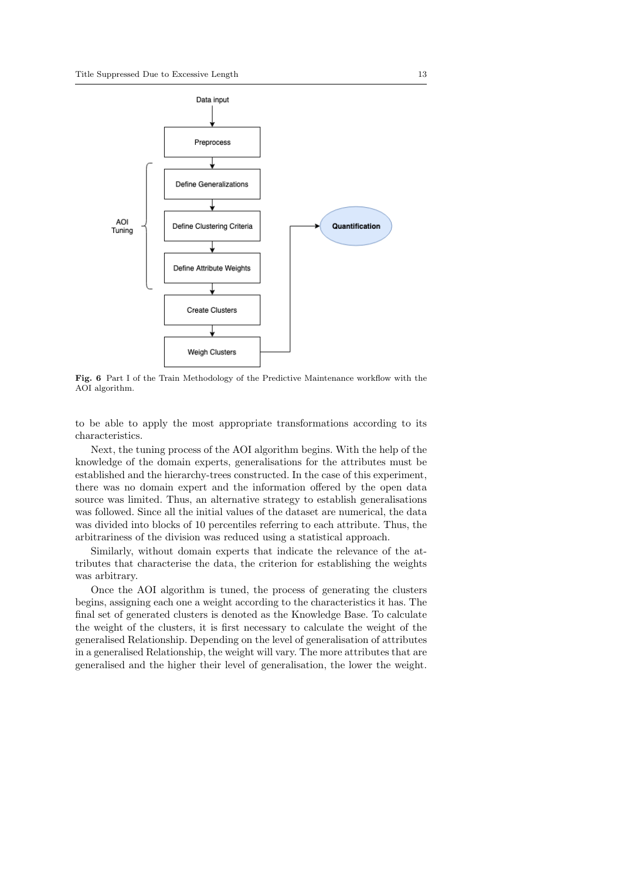**Fig. 6** Part I of the Train Methodology of the Predictive Maintenance workflow with the AOI algorithm.

to be able to apply the most appropriate transformations according to its characteristics.

Next, the tuning process of the AOI algorithm begins. With the help of the knowledge of the domain experts, generalisations for the attributes must be established and the hierarchy-trees constructed. In the case of this experiment, there was no domain expert and the information offered by the open data source was limited. Thus, an alternative strategy to establish generalisations was followed. Since all the initial values of the dataset are numerical, the data was divided into blocks of 10 percentiles referring to each attribute. Thus, the arbitrariness of the division was reduced using a statistical approach.

Similarly, without domain experts that indicate the relevance of the attributes that characterise the data, the criterion for establishing the weights was arbitrary.

Once the AOI algorithm is tuned, the process of generating the clusters begins, assigning each one a weight according to the characteristics it has. The final set of generated clusters is denoted as the Knowledge Base. To calculate the weight of the clusters, it is first necessary to calculate the weight of the generalised Relationship. Depending on the level of generalisation of attributes in a generalised Relationship, the weight will vary. The more attributes that are generalised and the higher their level of generalisation, the lower the weight.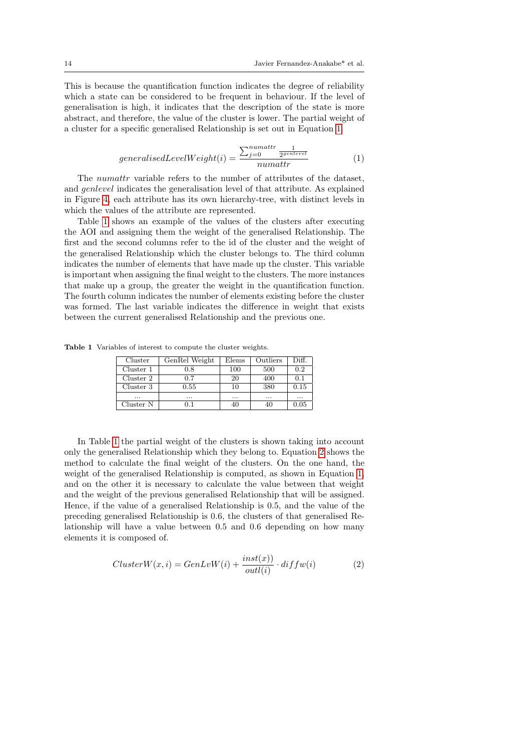This is because the quantification function indicates the degree of reliability which a state can be considered to be frequent in behaviour. If the level of generalisation is high, it indicates that the description of the state is more abstract, and therefore, the value of the cluster is lower. The partial weight of a cluster for a specific generalised Relationship is set out in Equation 1.

$$generalisedLevelWeight(i) = \frac{\sum_{j=0}^{numattr} \frac{1}{2^{genlevel}}}{numattr} \tag{1}$$

The *numattr* variable refers to the number of attributes of the dataset, and *genlevel* indicates the generalisation level of that attribute. As explained in Figure 4, each attribute has its own hierarchy-tree, with distinct levels in which the values of the attribute are represented.

Table 1 shows an example of the values of the clusters after executing the AOI and assigning them the weight of the generalised Relationship. The first and the second columns refer to the id of the cluster and the weight of the generalised Relationship which the cluster belongs to. The third column indicates the number of elements that have made up the cluster. This variable is important when assigning the final weight to the clusters. The more instances that make up a group, the greater the weight in the quantification function. The fourth column indicates the number of elements existing before the cluster was formed. The last variable indicates the difference in weight that exists between the current generalised Relationship and the previous one.

**Table 1** Variables of interest to compute the cluster weights.

| Cluster | GenRel Weight | Elems | Outliers | Diff. |
|---|---|---|---|---|
| Cluster 1 | 0.8 | 100 | 500 | 0.2 |
| Cluster 2 | 0.7 | 20 | 400 | 0.1 |
| Cluster 3 | 0.55 | 10 | 380 | 0.15 |
| ... | ... | ... | ... | ... |
| Cluster N | 0.1 | 40 | 40 | 0.05 |

In Table 1 the partial weight of the clusters is shown taking into account only the generalised Relationship which they belong to. Equation 2 shows the method to calculate the final weight of the clusters. On the one hand, the weight of the generalised Relationship is computed, as shown in Equation 1, and on the other it is necessary to calculate the value between that weight and the weight of the previous generalised Relationship that will be assigned. Hence, if the value of a generalised Relationship is 0.5, and the value of the preceding generalised Relationship is 0.6, the clusters of that generalised Relationship will have a value between 0.5 and 0.6 depending on how many elements it is composed of.

$$ClusterW(x, i) = GenLvW(i) + \frac{inst(x))}{outl(i)} \cdot diffw(i) \tag{2}$$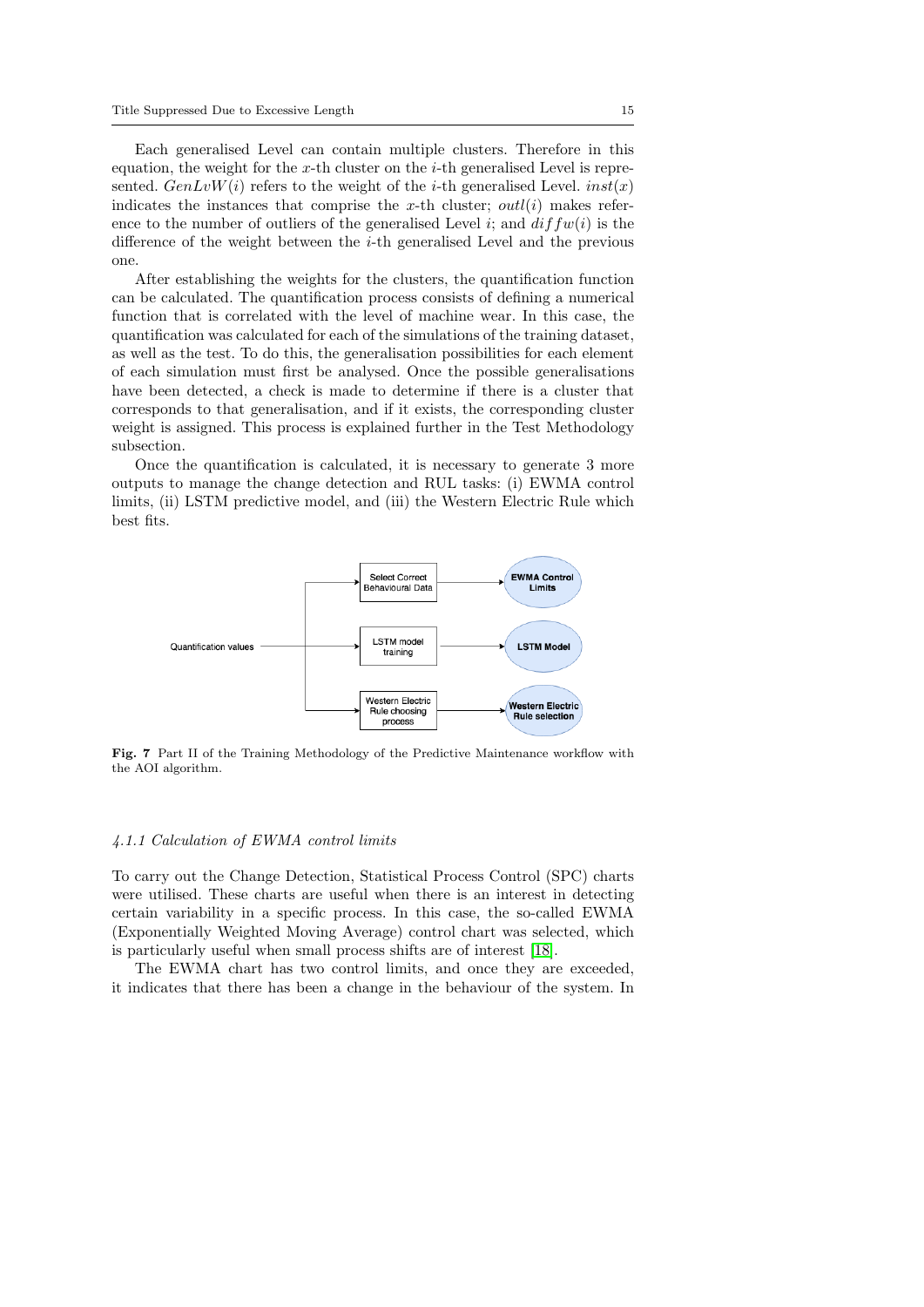Each generalised Level can contain multiple clusters. Therefore in this equation, the weight for the $x$-th cluster on the $i$-th generalised Level is represented. $GenLvW(i)$ refers to the weight of the $i$-th generalised Level. $inst(x)$ indicates the instances that comprise the $x$-th cluster; $outl(i)$ makes reference to the number of outliers of the generalised Level $i$; and $diffw(i)$ is the difference of the weight between the $i$-th generalised Level and the previous one.

After establishing the weights for the clusters, the quantification function can be calculated. The quantification process consists of defining a numerical function that is correlated with the level of machine wear. In this case, the quantification was calculated for each of the simulations of the training dataset, as well as the test. To do this, the generalisation possibilities for each element of each simulation must first be analysed. Once the possible generalisations have been detected, a check is made to determine if there is a cluster that corresponds to that generalisation, and if it exists, the corresponding cluster weight is assigned. This process is explained further in the Test Methodology subsection.

Once the quantification is calculated, it is necessary to generate 3 more outputs to manage the change detection and RUL tasks: (i) EWMA control limits, (ii) LSTM predictive model, and (iii) the Western Electric Rule which best fits.

Quantification values → Select Correct Behavioural Data → EWMA Control Limits
Quantification values → LSTM model training → LSTM Model
Quantification values → Western Electric Rule choosing process → Western Electric Rule selection

**Fig. 7** Part II of the Training Methodology of the Predictive Maintenance workflow with the AOI algorithm.

#### *4.1.1 Calculation of EWMA control limits*

To carry out the Change Detection, Statistical Process Control (SPC) charts were utilised. These charts are useful when there is an interest in detecting certain variability in a specific process. In this case, the so-called EWMA (Exponentially Weighted Moving Average) control chart was selected, which is particularly useful when small process shifts are of interest [18].

The EWMA chart has two control limits, and once they are exceeded, it indicates that there has been a change in the behaviour of the system. In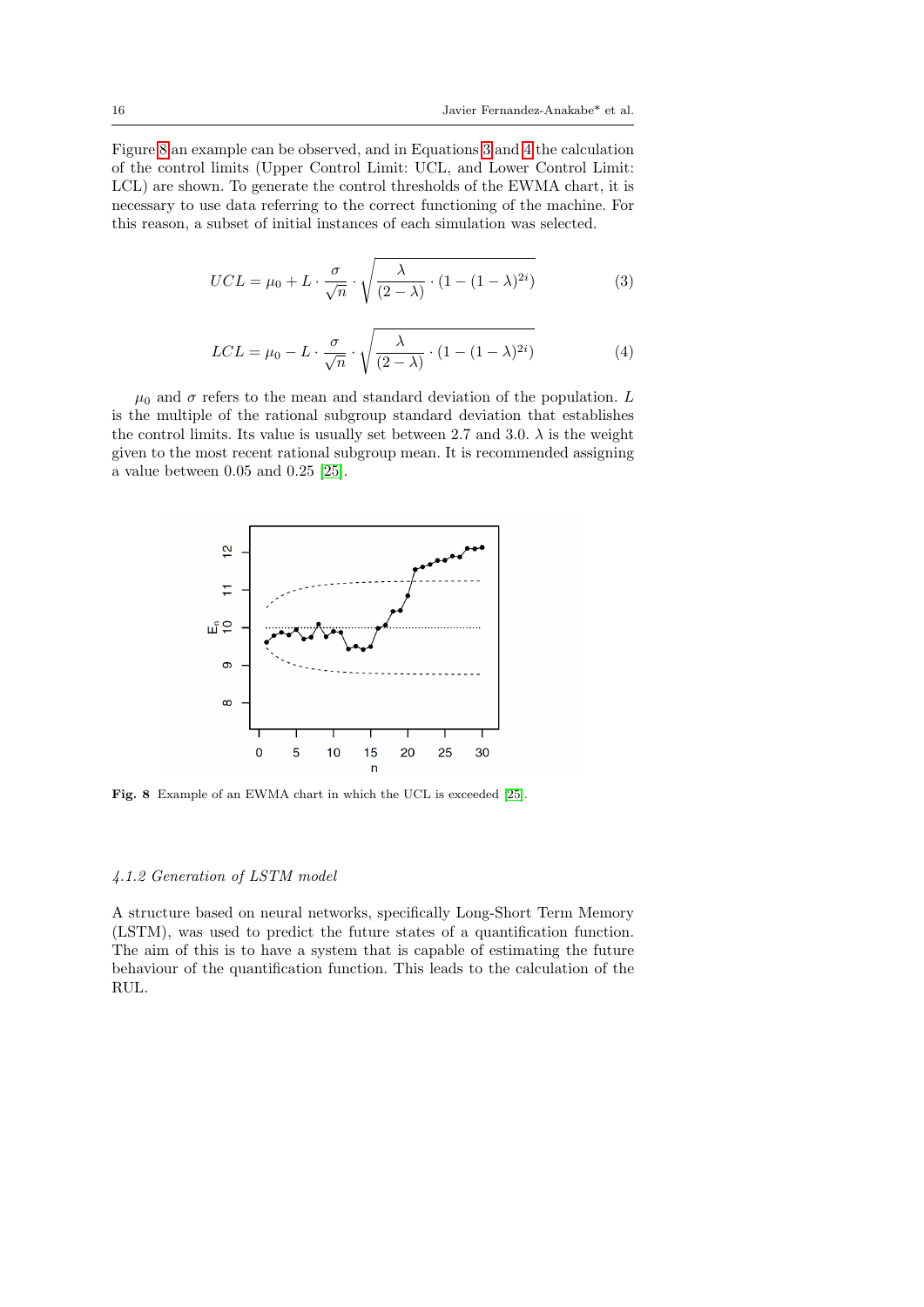Figure 8 an example can be observed, and in Equations 3 and 4 the calculation of the control limits (Upper Control Limit: UCL, and Lower Control Limit: LCL) are shown. To generate the control thresholds of the EWMA chart, it is necessary to use data referring to the correct functioning of the machine. For this reason, a subset of initial instances of each simulation was selected.

$$UCL = \mu_0 + L \cdot \frac{\sigma}{\sqrt{n}} \cdot \sqrt{\frac{\lambda}{(2-\lambda)} \cdot (1-(1-\lambda)^{2i})} \tag{3}$$

$$LCL = \mu_0 - L \cdot \frac{\sigma}{\sqrt{n}} \cdot \sqrt{\frac{\lambda}{(2-\lambda)} \cdot (1-(1-\lambda)^{2i})} \tag{4}$$

$\mu_0$ and $\sigma$ refers to the mean and standard deviation of the population. $L$ is the multiple of the rational subgroup standard deviation that establishes the control limits. Its value is usually set between 2.7 and 3.0. $\lambda$ is the weight given to the most recent rational subgroup mean. It is recommended assigning a value between 0.05 and 0.25 [25].

**Fig. 8** Example of an EWMA chart in which the UCL is exceeded [25].

#### 4.1.2 Generation of LSTM model

A structure based on neural networks, specifically Long-Short Term Memory (LSTM), was used to predict the future states of a quantification function. The aim of this is to have a system that is capable of estimating the future behaviour of the quantification function. This leads to the calculation of the RUL.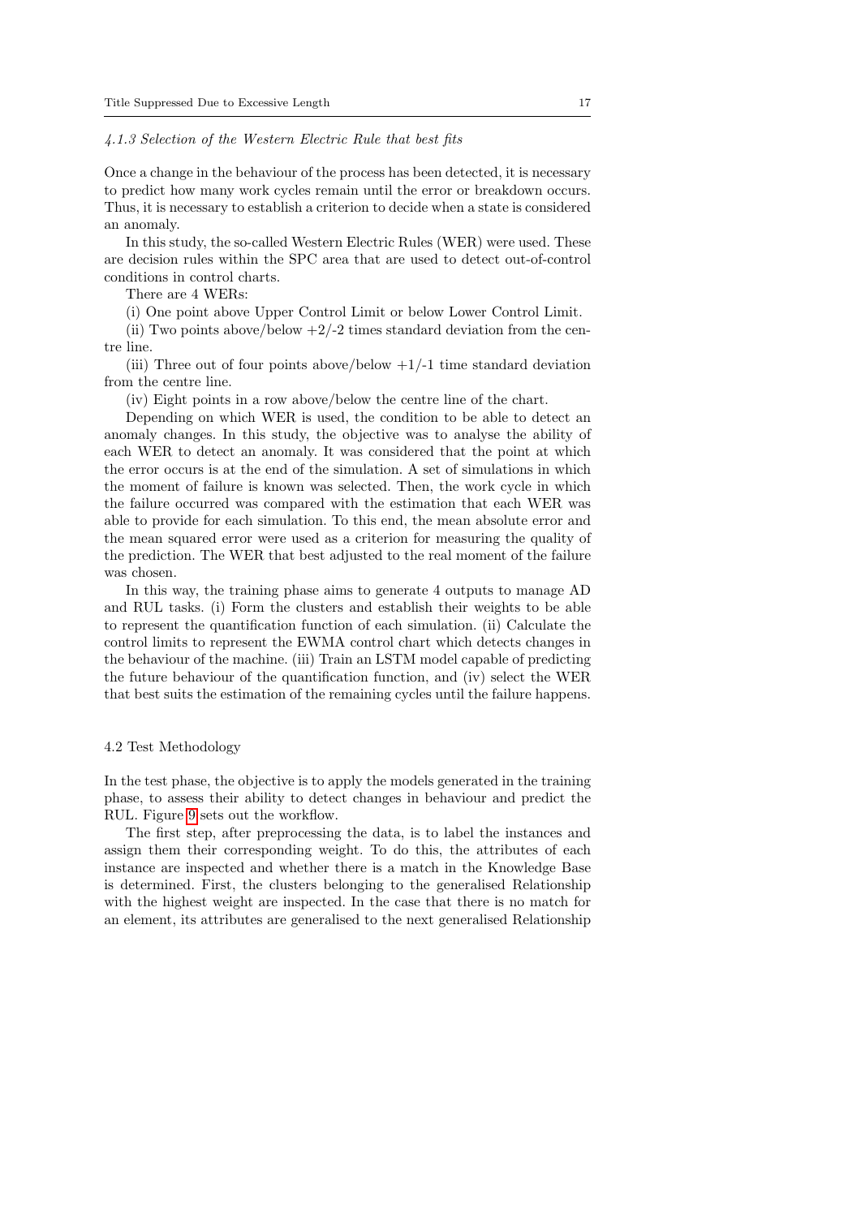#### *4.1.3 Selection of the Western Electric Rule that best fits*

Once a change in the behaviour of the process has been detected, it is necessary to predict how many work cycles remain until the error or breakdown occurs. Thus, it is necessary to establish a criterion to decide when a state is considered an anomaly.

In this study, the so-called Western Electric Rules (WER) were used. These are decision rules within the SPC area that are used to detect out-of-control conditions in control charts.

There are 4 WERs:

(i) One point above Upper Control Limit or below Lower Control Limit.

(ii) Two points above/below +2/-2 times standard deviation from the centre line.

(iii) Three out of four points above/below +1/-1 time standard deviation from the centre line.

(iv) Eight points in a row above/below the centre line of the chart.

Depending on which WER is used, the condition to be able to detect an anomaly changes. In this study, the objective was to analyse the ability of each WER to detect an anomaly. It was considered that the point at which the error occurs is at the end of the simulation. A set of simulations in which the moment of failure is known was selected. Then, the work cycle in which the failure occurred was compared with the estimation that each WER was able to provide for each simulation. To this end, the mean absolute error and the mean squared error were used as a criterion for measuring the quality of the prediction. The WER that best adjusted to the real moment of the failure was chosen.

In this way, the training phase aims to generate 4 outputs to manage AD and RUL tasks. (i) Form the clusters and establish their weights to be able to represent the quantification function of each simulation. (ii) Calculate the control limits to represent the EWMA control chart which detects changes in the behaviour of the machine. (iii) Train an LSTM model capable of predicting the future behaviour of the quantification function, and (iv) select the WER that best suits the estimation of the remaining cycles until the failure happens.

### 4.2 Test Methodology

In the test phase, the objective is to apply the models generated in the training phase, to assess their ability to detect changes in behaviour and predict the RUL. Figure 9 sets out the workflow.

The first step, after preprocessing the data, is to label the instances and assign them their corresponding weight. To do this, the attributes of each instance are inspected and whether there is a match in the Knowledge Base is determined. First, the clusters belonging to the generalised Relationship with the highest weight are inspected. In the case that there is no match for an element, its attributes are generalised to the next generalised Relationship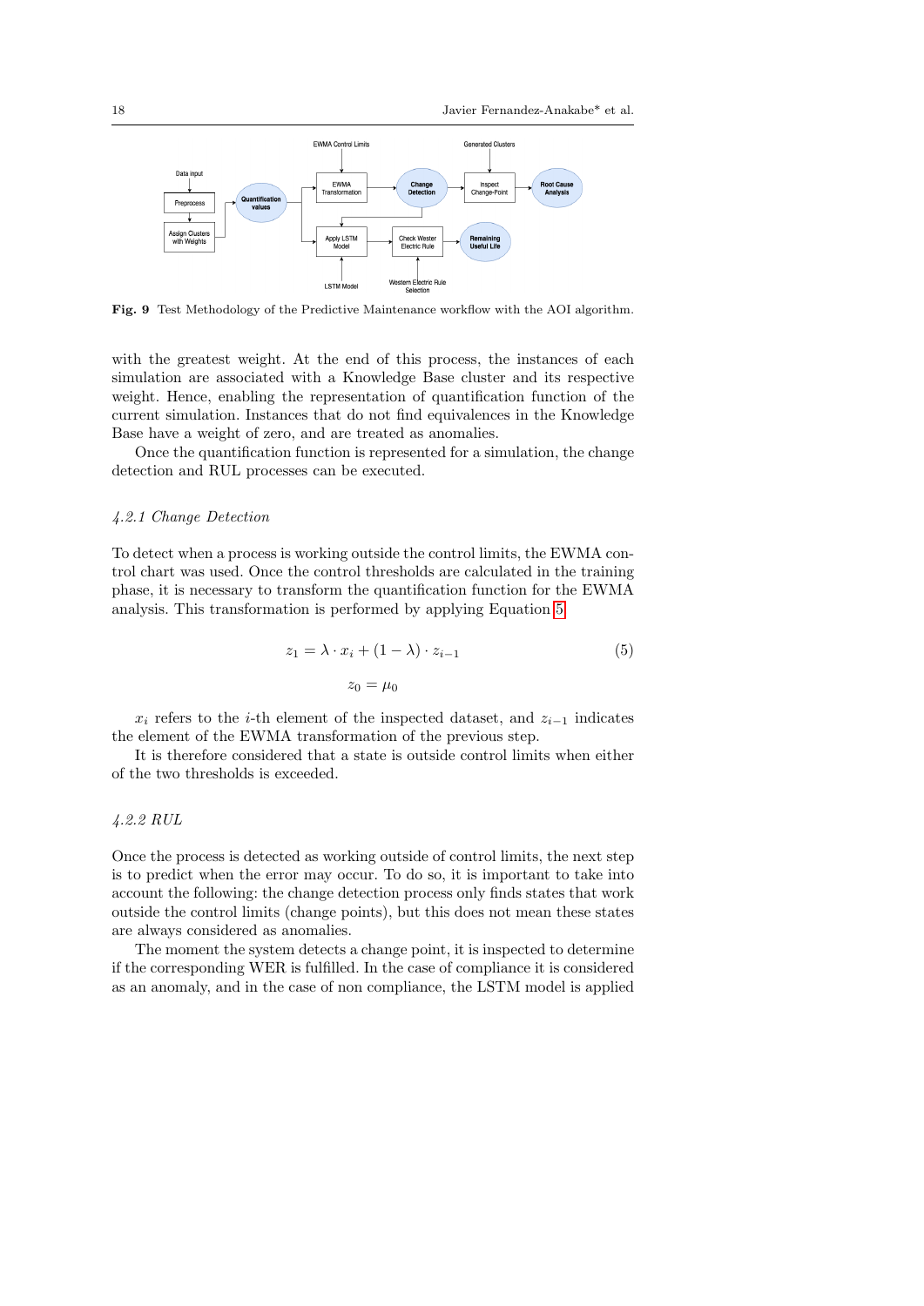Fig. 9 Test Methodology of the Predictive Maintenance workflow with the AOI algorithm.

with the greatest weight. At the end of this process, the instances of each simulation are associated with a Knowledge Base cluster and its respective weight. Hence, enabling the representation of quantification function of the current simulation. Instances that do not find equivalences in the Knowledge Base have a weight of zero, and are treated as anomalies.

Once the quantification function is represented for a simulation, the change detection and RUL processes can be executed.

### *4.2.1 Change Detection*

To detect when a process is working outside the control limits, the EWMA control chart was used. Once the control thresholds are calculated in the training phase, it is necessary to transform the quantification function for the EWMA analysis. This transformation is performed by applying Equation 5.

$$z_1 = \lambda \cdot x_i + (1 - \lambda) \cdot z_{i-1} \tag{5}$$

$$z_0 = \mu_0$$

$x_i$ refers to the $i$-th element of the inspected dataset, and $z_{i-1}$ indicates the element of the EWMA transformation of the previous step.

It is therefore considered that a state is outside control limits when either of the two thresholds is exceeded.

### *4.2.2 RUL*

Once the process is detected as working outside of control limits, the next step is to predict when the error may occur. To do so, it is important to take into account the following: the change detection process only finds states that work outside the control limits (change points), but this does not mean these states are always considered as anomalies.

The moment the system detects a change point, it is inspected to determine if the corresponding WER is fulfilled. In the case of compliance it is considered as an anomaly, and in the case of non compliance, the LSTM model is applied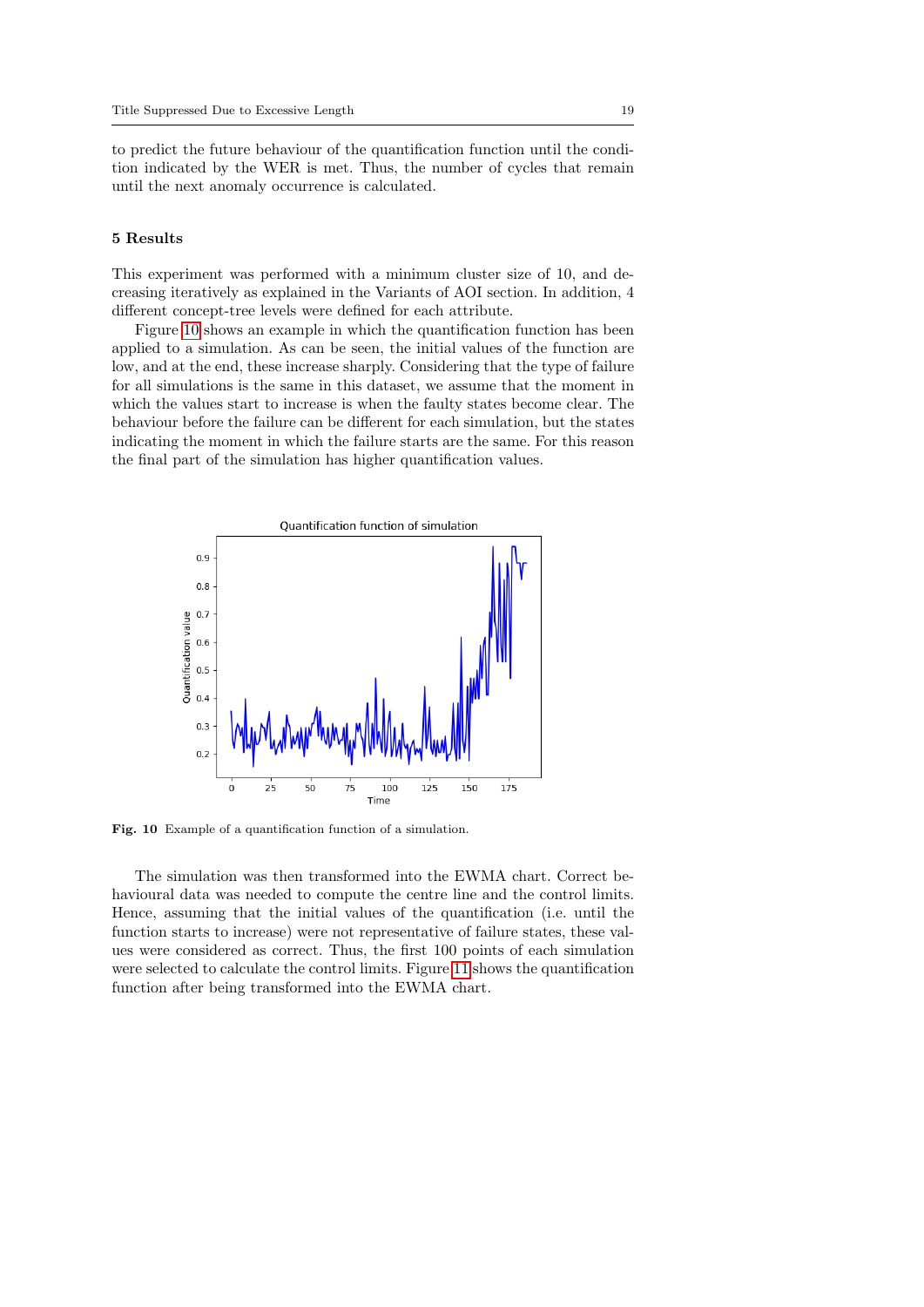to predict the future behaviour of the quantification function until the condition indicated by the WER is met. Thus, the number of cycles that remain until the next anomaly occurrence is calculated.

## 5 Results

This experiment was performed with a minimum cluster size of 10, and decreasing iteratively as explained in the Variants of AOI section. In addition, 4 different concept-tree levels were defined for each attribute.

Figure 10 shows an example in which the quantification function has been applied to a simulation. As can be seen, the initial values of the function are low, and at the end, these increase sharply. Considering that the type of failure for all simulations is the same in this dataset, we assume that the moment in which the values start to increase is when the faulty states become clear. The behaviour before the failure can be different for each simulation, but the states indicating the moment in which the failure starts are the same. For this reason the final part of the simulation has higher quantification values.

**Fig. 10** Example of a quantification function of a simulation.

The simulation was then transformed into the EWMA chart. Correct behavioural data was needed to compute the centre line and the control limits. Hence, assuming that the initial values of the quantification (i.e. until the function starts to increase) were not representative of failure states, these values were considered as correct. Thus, the first 100 points of each simulation were selected to calculate the control limits. Figure 11 shows the quantification function after being transformed into the EWMA chart.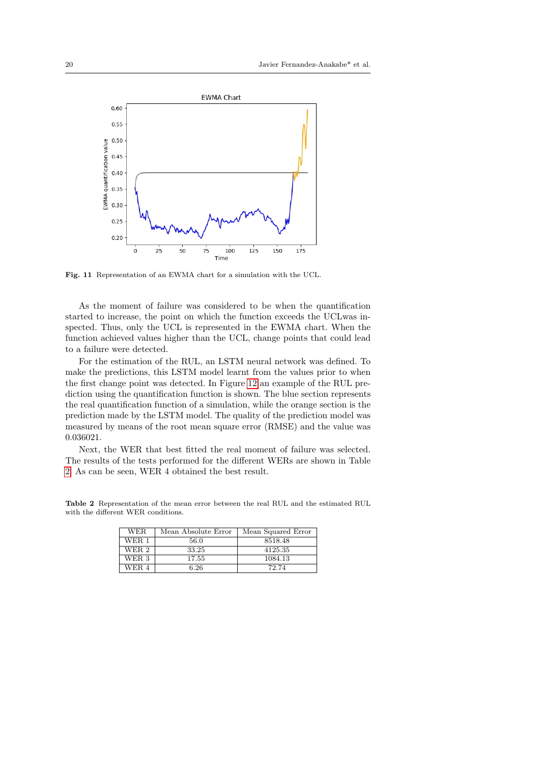**Fig. 11** Representation of an EWMA chart for a simulation with the UCL.

As the moment of failure was considered to be when the quantification started to increase, the point on which the function exceeds the UCLwas inspected. Thus, only the UCL is represented in the EWMA chart. When the function achieved values higher than the UCL, change points that could lead to a failure were detected.

For the estimation of the RUL, an LSTM neural network was defined. To make the predictions, this LSTM model learnt from the values prior to when the first change point was detected. In Figure 12 an example of the RUL prediction using the quantification function is shown. The blue section represents the real quantification function of a simulation, while the orange section is the prediction made by the LSTM model. The quality of the prediction model was measured by means of the root mean square error (RMSE) and the value was 0.036021.

Next, the WER that best fitted the real moment of failure was selected. The results of the tests performed for the different WERs are shown in Table 2. As can be seen, WER 4 obtained the best result.

**Table 2** Representation of the mean error between the real RUL and the estimated RUL with the different WER conditions.

| WER | Mean Absolute Error | Mean Squared Error |
|---|---|---|
| WER 1 | 56.0 | 8518.48 |
| WER 2 | 33.25 | 4125.35 |
| WER 3 | 17.55 | 1084.13 |
| WER 4 | 6.26 | 72.74 |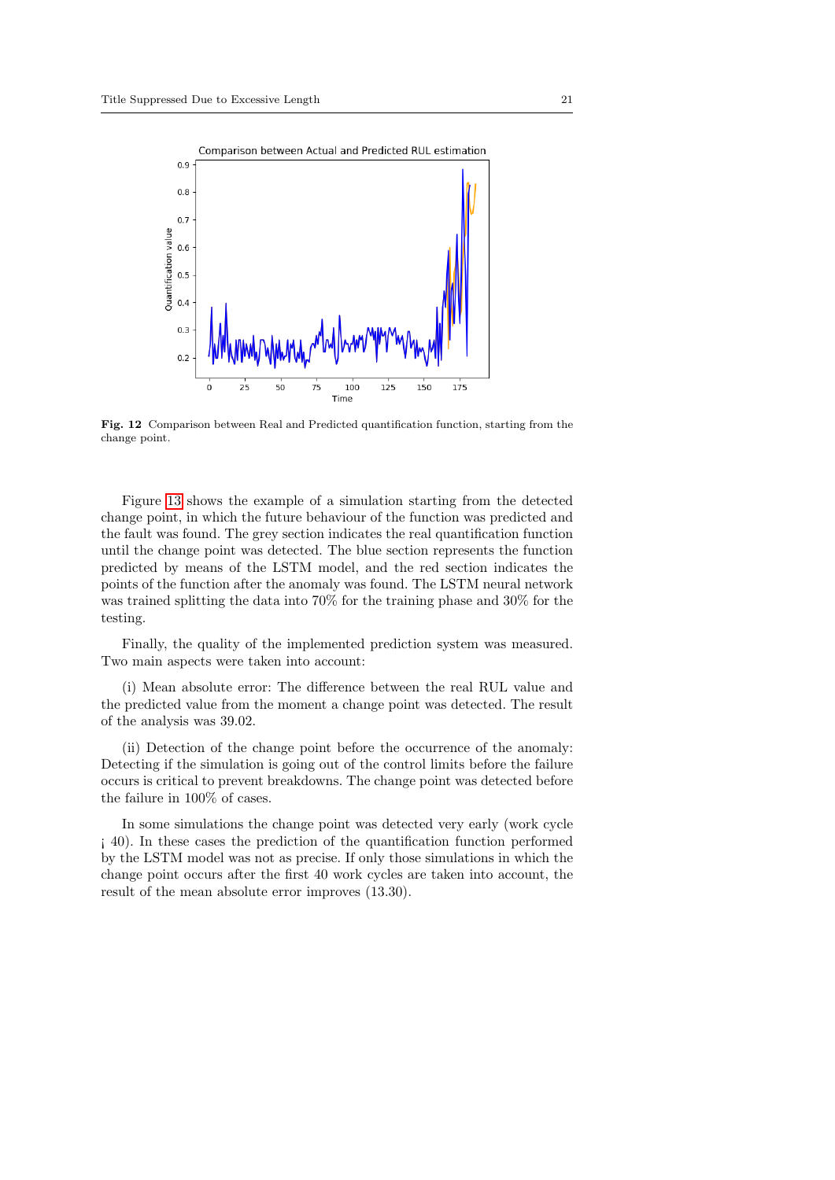**Fig. 12** Comparison between Real and Predicted quantification function, starting from the change point.

Figure 13 shows the example of a simulation starting from the detected change point, in which the future behaviour of the function was predicted and the fault was found. The grey section indicates the real quantification function until the change point was detected. The blue section represents the function predicted by means of the LSTM model, and the red section indicates the points of the function after the anomaly was found. The LSTM neural network was trained splitting the data into 70% for the training phase and 30% for the testing.

Finally, the quality of the implemented prediction system was measured. Two main aspects were taken into account:

(i) Mean absolute error: The difference between the real RUL value and the predicted value from the moment a change point was detected. The result of the analysis was 39.02.

(ii) Detection of the change point before the occurrence of the anomaly: Detecting if the simulation is going out of the control limits before the failure occurs is critical to prevent breakdowns. The change point was detected before the failure in 100% of cases.

In some simulations the change point was detected very early (work cycle ¡ 40). In these cases the prediction of the quantification function performed by the LSTM model was not as precise. If only those simulations in which the change point occurs after the first 40 work cycles are taken into account, the result of the mean absolute error improves (13.30).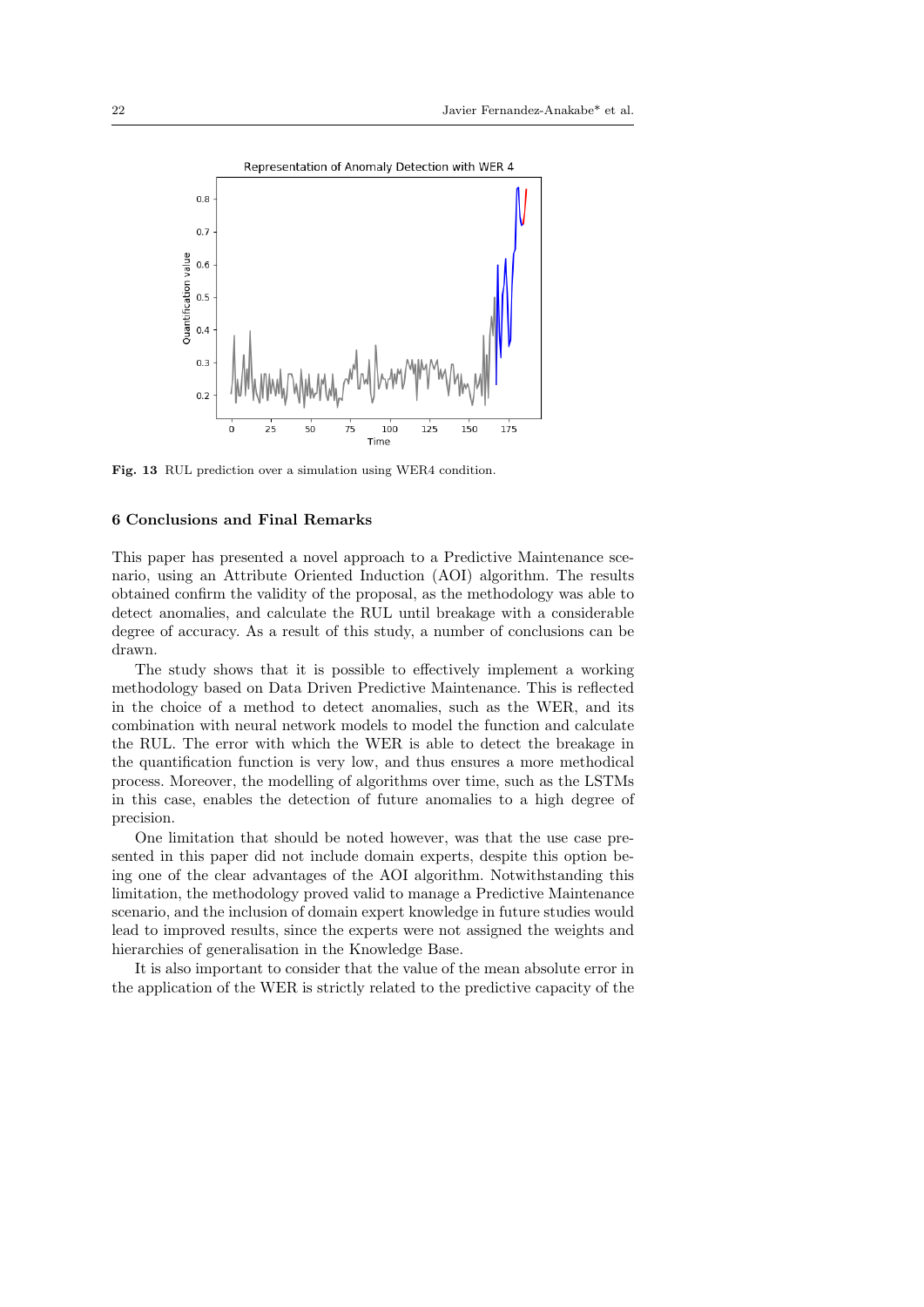Fig. 13 RUL prediction over a simulation using WER4 condition.

## 6 Conclusions and Final Remarks

This paper has presented a novel approach to a Predictive Maintenance scenario, using an Attribute Oriented Induction (AOI) algorithm. The results obtained confirm the validity of the proposal, as the methodology was able to detect anomalies, and calculate the RUL until breakage with a considerable degree of accuracy. As a result of this study, a number of conclusions can be drawn.

The study shows that it is possible to effectively implement a working methodology based on Data Driven Predictive Maintenance. This is reflected in the choice of a method to detect anomalies, such as the WER, and its combination with neural network models to model the function and calculate the RUL. The error with which the WER is able to detect the breakage in the quantification function is very low, and thus ensures a more methodical process. Moreover, the modelling of algorithms over time, such as the LSTMs in this case, enables the detection of future anomalies to a high degree of precision.

One limitation that should be noted however, was that the use case presented in this paper did not include domain experts, despite this option being one of the clear advantages of the AOI algorithm. Notwithstanding this limitation, the methodology proved valid to manage a Predictive Maintenance scenario, and the inclusion of domain expert knowledge in future studies would lead to improved results, since the experts were not assigned the weights and hierarchies of generalisation in the Knowledge Base.

It is also important to consider that the value of the mean absolute error in the application of the WER is strictly related to the predictive capacity of the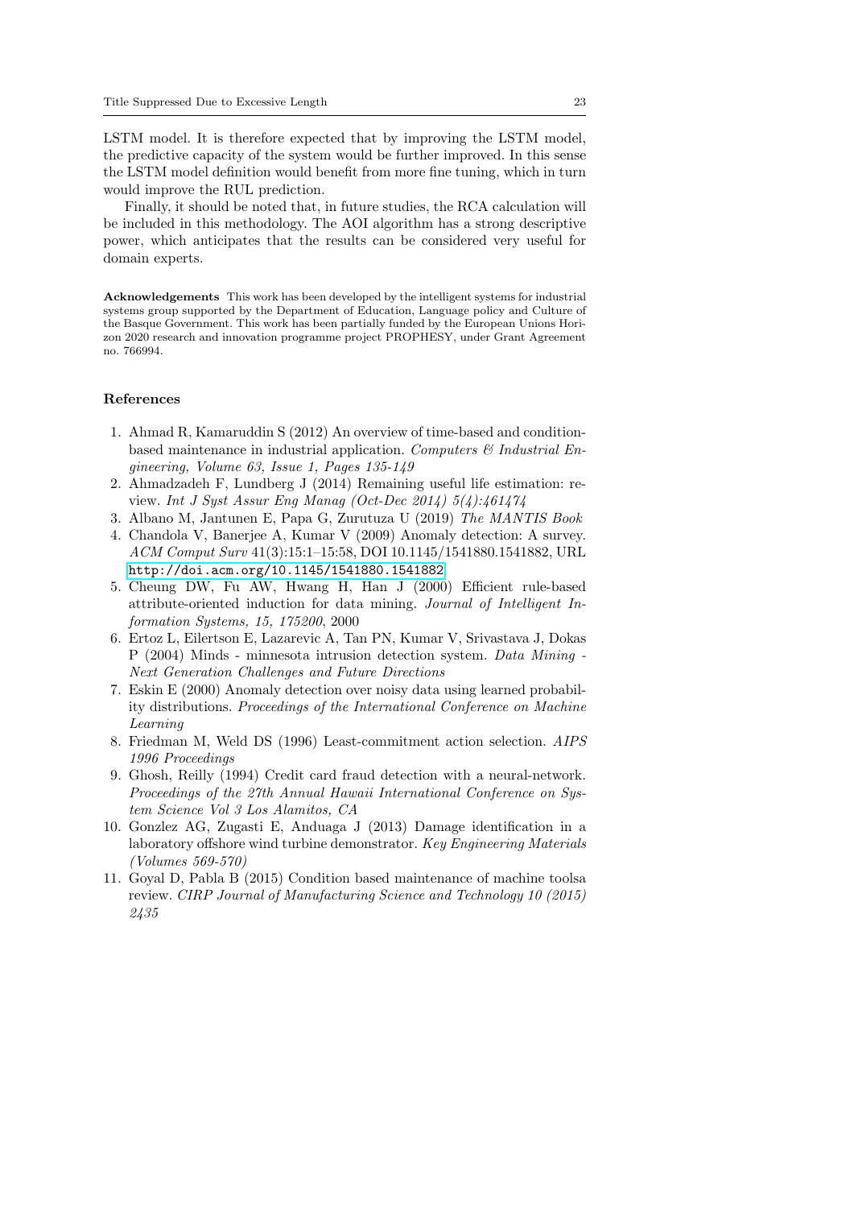LSTM model. It is therefore expected that by improving the LSTM model, the predictive capacity of the system would be further improved. In this sense the LSTM model definition would benefit from more fine tuning, which in turn would improve the RUL prediction.

Finally, it should be noted that, in future studies, the RCA calculation will be included in this methodology. The AOI algorithm has a strong descriptive power, which anticipates that the results can be considered very useful for domain experts.

**Acknowledgements** This work has been developed by the intelligent systems for industrial systems group supported by the Department of Education, Language policy and Culture of the Basque Government. This work has been partially funded by the European Unions Horizon 2020 research and innovation programme project PROPHESY, under Grant Agreement no. 766994.

## References

1. Ahmad R, Kamaruddin S (2012) An overview of time-based and condition-based maintenance in industrial application. *Computers & Industrial Engineering, Volume 63, Issue 1, Pages 135-149*
2. Ahmadzadeh F, Lundberg J (2014) Remaining useful life estimation: review. *Int J Syst Assur Eng Manag (Oct-Dec 2014) 5(4):461474*
3. Albano M, Jantunen E, Papa G, Zurutuza U (2019) *The MANTIS Book*
4. Chandola V, Banerjee A, Kumar V (2009) Anomaly detection: A survey. *ACM Comput Surv* 41(3):15:1–15:58, DOI 10.1145/1541880.1541882, URL http://doi.acm.org/10.1145/1541880.1541882
5. Cheung DW, Fu AW, Hwang H, Han J (2000) Efficient rule-based attribute-oriented induction for data mining. *Journal of Intelligent Information Systems, 15, 175200*, 2000
6. Ertoz L, Eilertson E, Lazarevic A, Tan PN, Kumar V, Srivastava J, Dokas P (2004) Minds - minnesota intrusion detection system. *Data Mining - Next Generation Challenges and Future Directions*
7. Eskin E (2000) Anomaly detection over noisy data using learned probability distributions. *Proceedings of the International Conference on Machine Learning*
8. Friedman M, Weld DS (1996) Least-commitment action selection. *AIPS 1996 Proceedings*
9. Ghosh, Reilly (1994) Credit card fraud detection with a neural-network. *Proceedings of the 27th Annual Hawaii International Conference on System Science Vol 3 Los Alamitos, CA*
10. Gonzlez AG, Zugasti E, Anduaga J (2013) Damage identification in a laboratory offshore wind turbine demonstrator. *Key Engineering Materials (Volumes 569-570)*
11. Goyal D, Pabla B (2015) Condition based maintenance of machine toolsa review. *CIRP Journal of Manufacturing Science and Technology 10 (2015) 2435*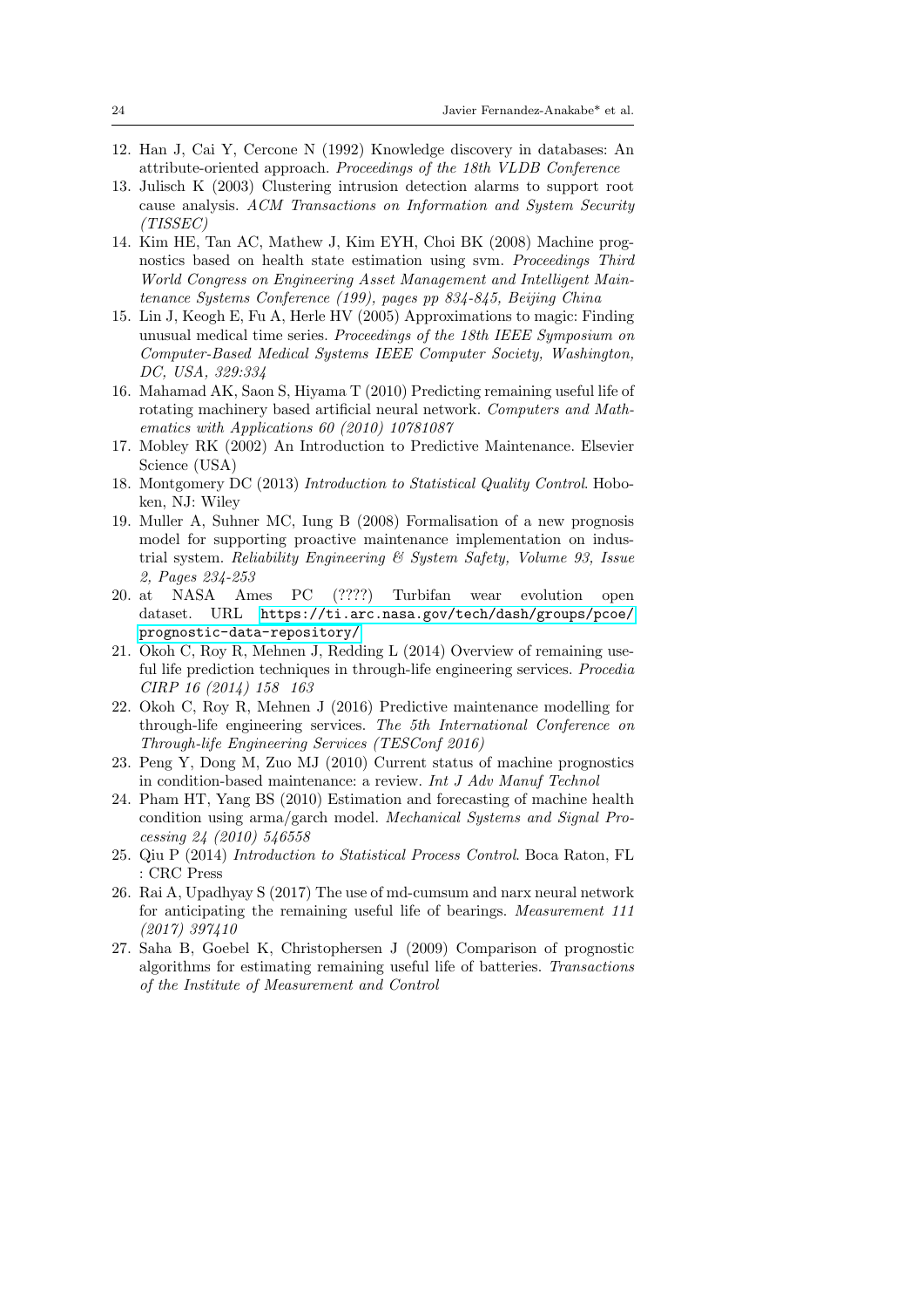12. Han J, Cai Y, Cercone N (1992) Knowledge discovery in databases: An attribute-oriented approach. *Proceedings of the 18th VLDB Conference*
13. Julisch K (2003) Clustering intrusion detection alarms to support root cause analysis. *ACM Transactions on Information and System Security (TISSEC)*
14. Kim HE, Tan AC, Mathew J, Kim EYH, Choi BK (2008) Machine prognostics based on health state estimation using svm. *Proceedings Third World Congress on Engineering Asset Management and Intelligent Maintenance Systems Conference (199), pages pp 834-845, Beijing China*
15. Lin J, Keogh E, Fu A, Herle HV (2005) Approximations to magic: Finding unusual medical time series. *Proceedings of the 18th IEEE Symposium on Computer-Based Medical Systems IEEE Computer Society, Washington, DC, USA, 329:334*
16. Mahamad AK, Saon S, Hiyama T (2010) Predicting remaining useful life of rotating machinery based artificial neural network. *Computers and Mathematics with Applications 60 (2010) 10781087*
17. Mobley RK (2002) An Introduction to Predictive Maintenance. Elsevier Science (USA)
18. Montgomery DC (2013) *Introduction to Statistical Quality Control*. Hoboken, NJ: Wiley
19. Muller A, Suhner MC, Iung B (2008) Formalisation of a new prognosis model for supporting proactive maintenance implementation on industrial system. *Reliability Engineering & System Safety, Volume 93, Issue 2, Pages 234-253*
20. at NASA Ames PC (????) Turbifan wear evolution open dataset. URL https://ti.arc.nasa.gov/tech/dash/groups/pcoe/prognostic-data-repository/
21. Okoh C, Roy R, Mehnen J, Redding L (2014) Overview of remaining useful life prediction techniques in through-life engineering services. *Procedia CIRP 16 (2014) 158 163*
22. Okoh C, Roy R, Mehnen J (2016) Predictive maintenance modelling for through-life engineering services. *The 5th International Conference on Through-life Engineering Services (TESConf 2016)*
23. Peng Y, Dong M, Zuo MJ (2010) Current status of machine prognostics in condition-based maintenance: a review. *Int J Adv Manuf Technol*
24. Pham HT, Yang BS (2010) Estimation and forecasting of machine health condition using arma/garch model. *Mechanical Systems and Signal Processing 24 (2010) 546558*
25. Qiu P (2014) *Introduction to Statistical Process Control*. Boca Raton, FL : CRC Press
26. Rai A, Upadhyay S (2017) The use of md-cumsum and narx neural network for anticipating the remaining useful life of bearings. *Measurement 111 (2017) 397410*
27. Saha B, Goebel K, Christophersen J (2009) Comparison of prognostic algorithms for estimating remaining useful life of batteries. *Transactions of the Institute of Measurement and Control*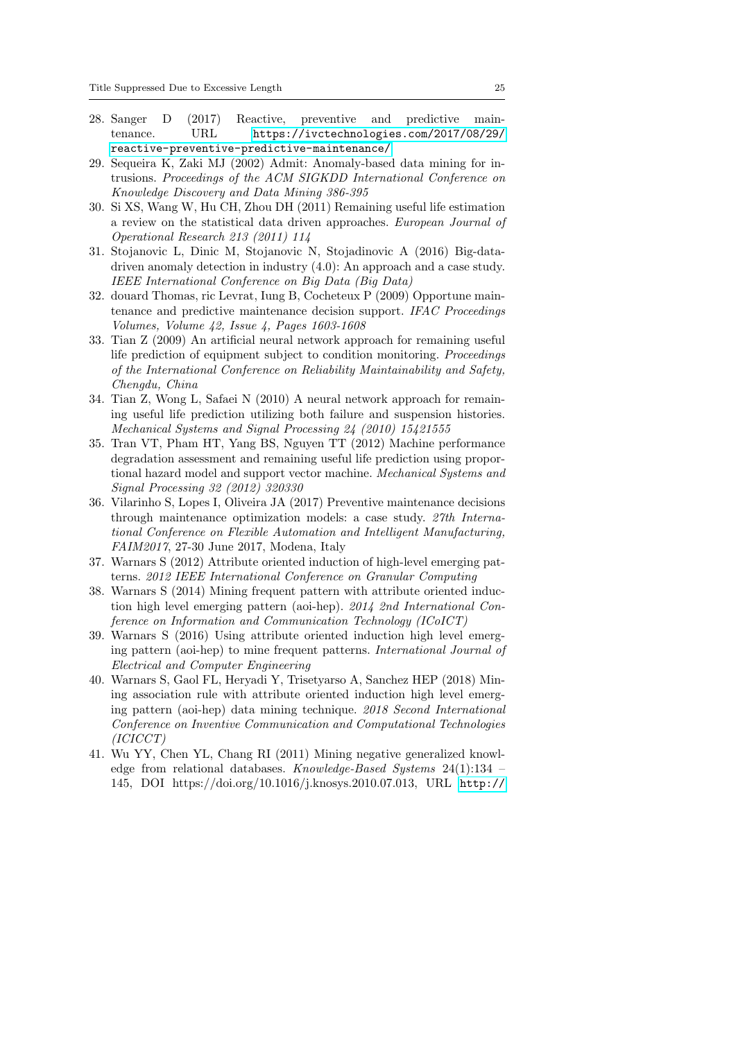28. Sanger D (2017) Reactive, preventive and predictive maintenance. URL https://ivctechnologies.com/2017/08/29/reactive-preventive-predictive-maintenance/
29. Sequeira K, Zaki MJ (2002) Admit: Anomaly-based data mining for intrusions. *Proceedings of the ACM SIGKDD International Conference on Knowledge Discovery and Data Mining 386-395*
30. Si XS, Wang W, Hu CH, Zhou DH (2011) Remaining useful life estimation a review on the statistical data driven approaches. *European Journal of Operational Research 213 (2011) 114*
31. Stojanovic L, Dinic M, Stojanovic N, Stojadinovic A (2016) Big-data-driven anomaly detection in industry (4.0): An approach and a case study. *IEEE International Conference on Big Data (Big Data)*
32. douard Thomas, ric Levrat, Iung B, Cocheteux P (2009) Opportune maintenance and predictive maintenance decision support. *IFAC Proceedings Volumes, Volume 42, Issue 4, Pages 1603-1608*
33. Tian Z (2009) An artificial neural network approach for remaining useful life prediction of equipment subject to condition monitoring. *Proceedings of the International Conference on Reliability Maintainability and Safety, Chengdu, China*
34. Tian Z, Wong L, Safaei N (2010) A neural network approach for remaining useful life prediction utilizing both failure and suspension histories. *Mechanical Systems and Signal Processing 24 (2010) 15421555*
35. Tran VT, Pham HT, Yang BS, Nguyen TT (2012) Machine performance degradation assessment and remaining useful life prediction using proportional hazard model and support vector machine. *Mechanical Systems and Signal Processing 32 (2012) 320330*
36. Vilarinho S, Lopes I, Oliveira JA (2017) Preventive maintenance decisions through maintenance optimization models: a case study. *27th International Conference on Flexible Automation and Intelligent Manufacturing, FAIM2017*, 27-30 June 2017, Modena, Italy
37. Warnars S (2012) Attribute oriented induction of high-level emerging patterns. *2012 IEEE International Conference on Granular Computing*
38. Warnars S (2014) Mining frequent pattern with attribute oriented induction high level emerging pattern (aoi-hep). *2014 2nd International Conference on Information and Communication Technology (ICoICT)*
39. Warnars S (2016) Using attribute oriented induction high level emerging pattern (aoi-hep) to mine frequent patterns. *International Journal of Electrical and Computer Engineering*
40. Warnars S, Gaol FL, Heryadi Y, Trisetyarso A, Sanchez HEP (2018) Mining association rule with attribute oriented induction high level emerging pattern (aoi-hep) data mining technique. *2018 Second International Conference on Inventive Communication and Computational Technologies (ICICCT)*
41. Wu YY, Chen YL, Chang RI (2011) Mining negative generalized knowledge from relational databases. *Knowledge-Based Systems* 24(1):134 – 145, DOI https://doi.org/10.1016/j.knosys.2010.07.013, URL http://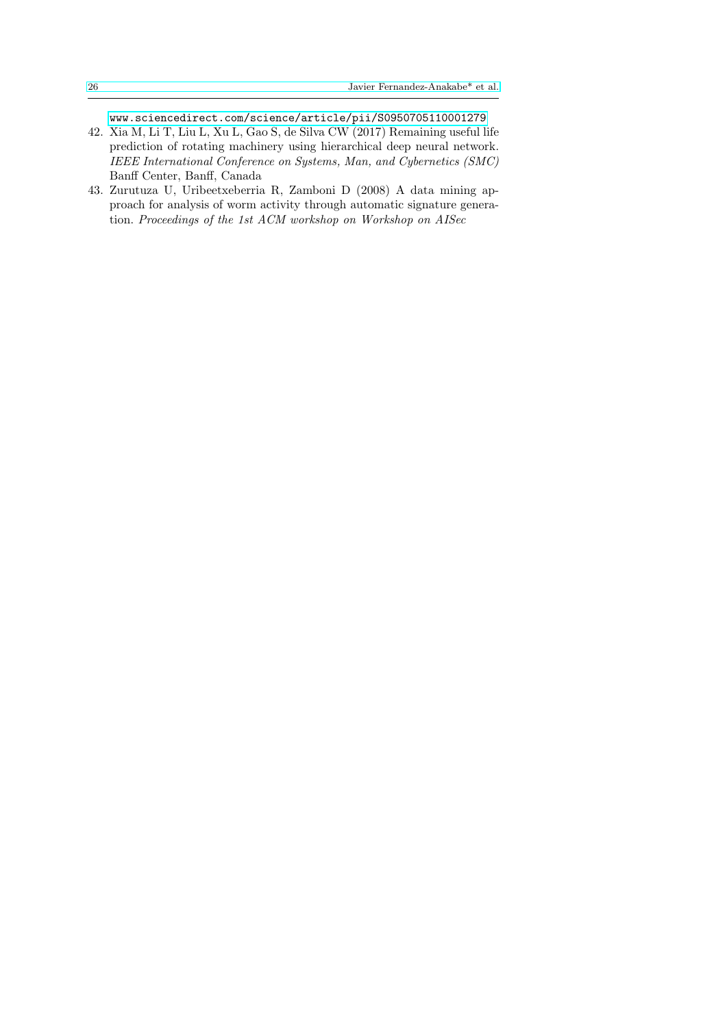www.sciencedirect.com/science/article/pii/S0950705110001279

42. Xia M, Li T, Liu L, Xu L, Gao S, de Silva CW (2017) Remaining useful life prediction of rotating machinery using hierarchical deep neural network. *IEEE International Conference on Systems, Man, and Cybernetics (SMC)* Banff Center, Banff, Canada
43. Zurutuza U, Uribeetxeberria R, Zamboni D (2008) A data mining approach for analysis of worm activity through automatic signature generation. *Proceedings of the 1st ACM workshop on Workshop on AISec*